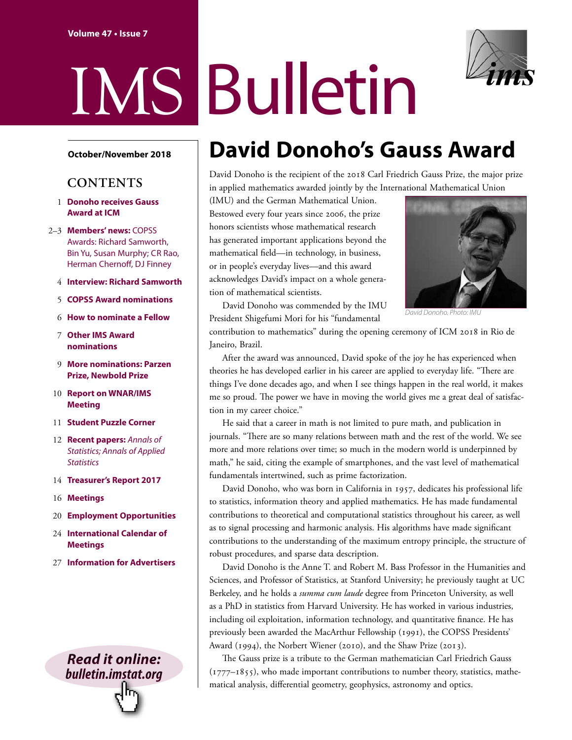# IMS Bulletin

**October/November 2018**

## CONTENTS

1 **Donoho receives Gauss Award at ICM**

2–3 **Members' news:** COPSS Awards: Richard Samworth, Bin Yu, Susan Murphy; CR Rao, Herman Chernoff, DJ Finney

4 **Interview: Richard Samworth**

5 **COPSS Award nominations**

6 **How to nominate a Fellow**

7 **Other IMS Award nominations**

9 **More nominations: Parzen Prize, Newbold Prize**

10 **Report on WNAR/IMS Meeting**

11 **Student Puzzle Corner**

12 **Recent papers:** *Annals of Statistics; Annals of Applied Statistics*

14 **Treasurer's Report 2017**

16 **Meetings**

20 **Employment Opportunities**

24 **International Calendar of Meetings**

27 **Information for Advertisers**

***Read it online: bulletin.imstat.org***

# David Donoho's Gauss Award

David Donoho is the recipient of the 2018 Carl Friedrich Gauss Prize, the major prize in applied mathematics awarded jointly by the International Mathematical Union (IMU) and the German Mathematical Union. Bestowed every four years since 2006, the prize honors scientists whose mathematical research has generated important applications beyond the mathematical field—in technology, in business, or in people's everyday lives—and this award acknowledges David's impact on a whole generation of mathematical scientists.

*David Donoho. Photo: IMU*

David Donoho was commended by the IMU President Shigefumi Mori for his "fundamental contribution to mathematics" during the opening ceremony of ICM 2018 in Rio de Janeiro, Brazil.

After the award was announced, David spoke of the joy he has experienced when theories he has developed earlier in his career are applied to everyday life. "There are things I've done decades ago, and when I see things happen in the real world, it makes me so proud. The power we have in moving the world gives me a great deal of satisfaction in my career choice."

He said that a career in math is not limited to pure math, and publication in journals. "There are so many relations between math and the rest of the world. We see more and more relations over time; so much in the modern world is underpinned by math," he said, citing the example of smartphones, and the vast level of mathematical fundamentals intertwined, such as prime factorization.

David Donoho, who was born in California in 1957, dedicates his professional life to statistics, information theory and applied mathematics. He has made fundamental contributions to theoretical and computational statistics throughout his career, as well as to signal processing and harmonic analysis. His algorithms have made significant contributions to the understanding of the maximum entropy principle, the structure of robust procedures, and sparse data description.

David Donoho is the Anne T. and Robert M. Bass Professor in the Humanities and Sciences, and Professor of Statistics, at Stanford University; he previously taught at UC Berkeley, and he holds a *summa cum laude* degree from Princeton University, as well as a PhD in statistics from Harvard University. He has worked in various industries, including oil exploitation, information technology, and quantitative finance. He has previously been awarded the MacArthur Fellowship (1991), the COPSS Presidents' Award (1994), the Norbert Wiener (2010), and the Shaw Prize (2013).

The Gauss prize is a tribute to the German mathematician Carl Friedrich Gauss (1777–1855), who made important contributions to number theory, statistics, mathematical analysis, differential geometry, geophysics, astronomy and optics.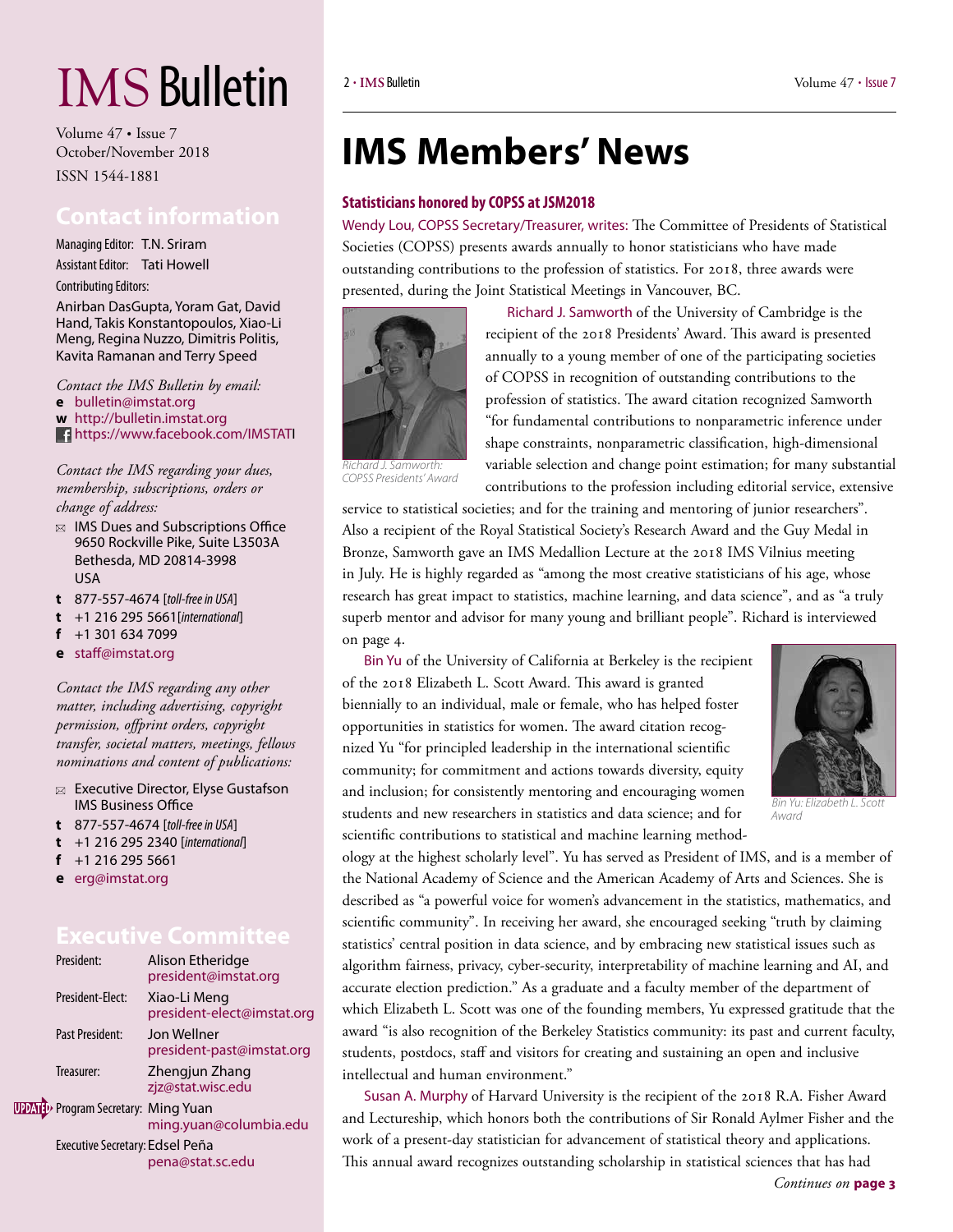# IMS Bulletin

Volume 47 • Issue 7
October/November 2018
ISSN 1544-1881

## Contact information

Managing Editor: T.N. Sriram
Assistant Editor: Tati Howell
Contributing Editors:
Anirban DasGupta, Yoram Gat, David Hand, Takis Konstantopoulos, Xiao-Li Meng, Regina Nuzzo, Dimitris Politis, Kavita Ramanan and Terry Speed

*Contact the IMS Bulletin by email:*
**e** bulletin@imstat.org
**w** http://bulletin.imstat.org
https://www.facebook.com/IMSTATI

*Contact the IMS regarding your dues, membership, subscriptions, orders or change of address:*

IMS Dues and Subscriptions Office
9650 Rockville Pike, Suite L3503A
Bethesda, MD 20814-3998
USA

**t** 877-557-4674 [*toll-free in USA*]
**t** +1 216 295 5661[*international*]
**f** +1 301 634 7099
**e** staff@imstat.org

*Contact the IMS regarding any other matter, including advertising, copyright permission, offprint orders, copyright transfer, societal matters, meetings, fellows nominations and content of publications:*

Executive Director, Elyse Gustafson
IMS Business Office

**t** 877-557-4674 [*toll-free in USA*]
**t** +1 216 295 2340 [*international*]
**f** +1 216 295 5661
**e** erg@imstat.org

## Executive Committee

| | |
|---|---|
| President: | Alison Etheridge president@imstat.org |
| President-Elect: | Xiao-Li Meng president-elect@imstat.org |
| Past President: | Jon Wellner president-past@imstat.org |
| Treasurer: | Zhengjun Zhang zjz@stat.wisc.edu |
| UPDATED Program Secretary: | Ming Yuan ming.yuan@columbia.edu |
| Executive Secretary: | Edsel Peña pena@stat.sc.edu |

# IMS Members' News

### Statisticians honored by COPSS at JSM2018

Wendy Lou, COPSS Secretary/Treasurer, writes: The Committee of Presidents of Statistical Societies (COPSS) presents awards annually to honor statisticians who have made outstanding contributions to the profession of statistics. For 2018, three awards were presented, during the Joint Statistical Meetings in Vancouver, BC.

*Richard J. Samworth: COPSS Presidents' Award*

Richard J. Samworth of the University of Cambridge is the recipient of the 2018 Presidents' Award. This award is presented annually to a young member of one of the participating societies of COPSS in recognition of outstanding contributions to the profession of statistics. The award citation recognized Samworth "for fundamental contributions to nonparametric inference under shape constraints, nonparametric classification, high-dimensional variable selection and change point estimation; for many substantial contributions to the profession including editorial service, extensive service to statistical societies; and for the training and mentoring of junior researchers". Also a recipient of the Royal Statistical Society's Research Award and the Guy Medal in Bronze, Samworth gave an IMS Medallion Lecture at the 2018 IMS Vilnius meeting in July. He is highly regarded as "among the most creative statisticians of his age, whose research has great impact to statistics, machine learning, and data science", and as "a truly superb mentor and advisor for many young and brilliant people". Richard is interviewed on page 4.

*Bin Yu: Elizabeth L. Scott Award*

Bin Yu of the University of California at Berkeley is the recipient of the 2018 Elizabeth L. Scott Award. This award is granted biennially to an individual, male or female, who has helped foster opportunities in statistics for women. The award citation recognized Yu "for principled leadership in the international scientific community; for commitment and actions towards diversity, equity and inclusion; for consistently mentoring and encouraging women students and new researchers in statistics and data science; and for scientific contributions to statistical and machine learning methodology at the highest scholarly level". Yu has served as President of IMS, and is a member of the National Academy of Science and the American Academy of Arts and Sciences. She is described as "a powerful voice for women's advancement in the statistics, mathematics, and scientific community". In receiving her award, she encouraged seeking "truth by claiming statistics' central position in data science, and by embracing new statistical issues such as algorithm fairness, privacy, cyber-security, interpretability of machine learning and AI, and accurate election prediction." As a graduate and a faculty member of the department of which Elizabeth L. Scott was one of the founding members, Yu expressed gratitude that the award "is also recognition of the Berkeley Statistics community: its past and current faculty, students, postdocs, staff and visitors for creating and sustaining an open and inclusive intellectual and human environment."

Susan A. Murphy of Harvard University is the recipient of the 2018 R.A. Fisher Award and Lectureship, which honors both the contributions of Sir Ronald Aylmer Fisher and the work of a present-day statistician for advancement of statistical theory and applications. This annual award recognizes outstanding scholarship in statistical sciences that has had

*Continues on* **page 3**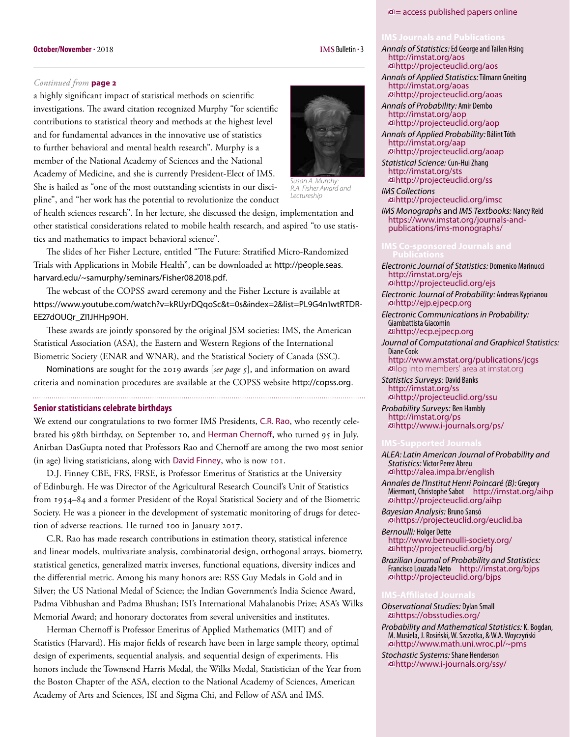*Continued from* **page 2**

a highly significant impact of statistical methods on scientific investigations. The award citation recognized Murphy "for scientific contributions to statistical theory and methods at the highest level and for fundamental advances in the innovative use of statistics to further behavioral and mental health research". Murphy is a member of the National Academy of Sciences and the National Academy of Medicine, and she is currently President-Elect of IMS. She is hailed as "one of the most outstanding scientists in our discipline", and "her work has the potential to revolutionize the conduct of health sciences research". In her lecture, she discussed the design, implementation and other statistical considerations related to mobile health research, and aspired "to use statistics and mathematics to impact behavioral science".

*Susan A. Murphy: R.A. Fisher Award and Lectureship*

The slides of her Fisher Lecture, entitled "The Future: Stratified Micro-Randomized Trials with Applications in Mobile Health", can be downloaded at http://people.seas.harvard.edu/~samurphy/seminars/Fisher08.2018.pdf.

The webcast of the COPSS award ceremony and the Fisher Lecture is available at https://www.youtube.com/watch?v=kRUyrDQqoSc&t=0s&index=2&list=PL9G4n1wtRTDR-EE27dOUQr_ZI1JHHp9OH.

These awards are jointly sponsored by the original JSM societies: IMS, the American Statistical Association (ASA), the Eastern and Western Regions of the International Biometric Society (ENAR and WNAR), and the Statistical Society of Canada (SSC).

Nominations are sought for the 2019 awards [*see page 5*], and information on award criteria and nomination procedures are available at the COPSS website http://copss.org.

## Senior statisticians celebrate birthdays

We extend our congratulations to two former IMS Presidents, C.R. Rao, who recently celebrated his 98th birthday, on September 10, and Herman Chernoff, who turned 95 in July. Anirban DasGupta noted that Professors Rao and Chernoff are among the two most senior (in age) living statisticians, along with David Finney, who is now 101.

D.J. Finney CBE, FRS, FRSE, is Professor Emeritus of Statistics at the University of Edinburgh. He was Director of the Agricultural Research Council's Unit of Statistics from 1954–84 and a former President of the Royal Statistical Society and of the Biometric Society. He was a pioneer in the development of systematic monitoring of drugs for detection of adverse reactions. He turned 100 in January 2017.

C.R. Rao has made research contributions in estimation theory, statistical inference and linear models, multivariate analysis, combinatorial design, orthogonal arrays, biometry, statistical genetics, generalized matrix inverses, functional equations, diversity indices and the differential metric. Among his many honors are: RSS Guy Medals in Gold and in Silver; the US National Medal of Science; the Indian Government's India Science Award, Padma Vibhushan and Padma Bhushan; ISI's International Mahalanobis Prize; ASA's Wilks Memorial Award; and honorary doctorates from several universities and institutes.

Herman Chernoff is Professor Emeritus of Applied Mathematics (MIT) and of Statistics (Harvard). His major fields of research have been in large sample theory, optimal design of experiments, sequential analysis, and sequential design of experiments. His honors include the Townsend Harris Medal, the Wilks Medal, Statistician of the Year from the Boston Chapter of the ASA, election to the National Academy of Sciences, American Academy of Arts and Sciences, ISI and Sigma Chi, and Fellow of ASA and IMS.

---

◘ = access published papers online

### IMS Journals and Publications

*Annals of Statistics:* Ed George and Tailen Hsing
http://imstat.org/aos
◘ http://projecteuclid.org/aos

*Annals of Applied Statistics:* Tilmann Gneiting
http://imstat.org/aoas
◘ http://projecteuclid.org/aoas

*Annals of Probability:* Amir Dembo
http://imstat.org/aop
◘ http://projecteuclid.org/aop

*Annals of Applied Probability:* Bálint Tóth
http://imstat.org/aap
◘ http://projecteuclid.org/aoap

*Statistical Science:* Cun-Hui Zhang
http://imstat.org/sts
◘ http://projecteuclid.org/ss

*IMS Collections*
◘ http://projecteuclid.org/imsc

*IMS Monographs* and *IMS Textbooks:* Nancy Reid
https://www.imstat.org/journals-and-publications/ims-monographs/

### IMS Co-sponsored Journals and Publications

*Electronic Journal of Statistics:* Domenico Marinucci
http://imstat.org/ejs
◘ http://projecteuclid.org/ejs

*Electronic Journal of Probability:* Andreas Kyprianou
◘ http://ejp.ejpecp.org

*Electronic Communications in Probability:* Giambattista Giacomin
◘ http://ecp.ejpecp.org

*Journal of Computational and Graphical Statistics:* Diane Cook
http://www.amstat.org/publications/jcgs
◘ log into members' area at imstat.org

*Statistics Surveys:* David Banks
http://imstat.org/ss
◘ http://projecteuclid.org/ssu

*Probability Surveys:* Ben Hambly
http://imstat.org/ps
◘ http://www.i-journals.org/ps/

### IMS-Supported Journals

*ALEA: Latin American Journal of Probability and Statistics:* Victor Perez Abreu
◘ http://alea.impa.br/english

*Annales de l'Institut Henri Poincaré (B):* Gregory Miermont, Christophe Sabot http://imstat.org/aihp
◘ http://projecteuclid.org/aihp

*Bayesian Analysis:* Bruno Sansó
◘ https://projecteuclid.org/euclid.ba

*Bernoulli:* Holger Dette
http://www.bernoulli-society.org/
◘ http://projecteuclid.org/bj

*Brazilian Journal of Probability and Statistics:* Francisco Louzada Neto http://imstat.org/bjps
◘ http://projecteuclid.org/bjps

### IMS-Affiliated Journals

*Observational Studies:* Dylan Small
◘ https://obsstudies.org/

*Probability and Mathematical Statistics:* K. Bogdan, M. Musiela, J. Rosiński, W. Szczotka, & W.A. Woyczyński
◘ http://www.math.uni.wroc.pl/~pms

*Stochastic Systems:* Shane Henderson
◘ http://www.i-journals.org/ssy/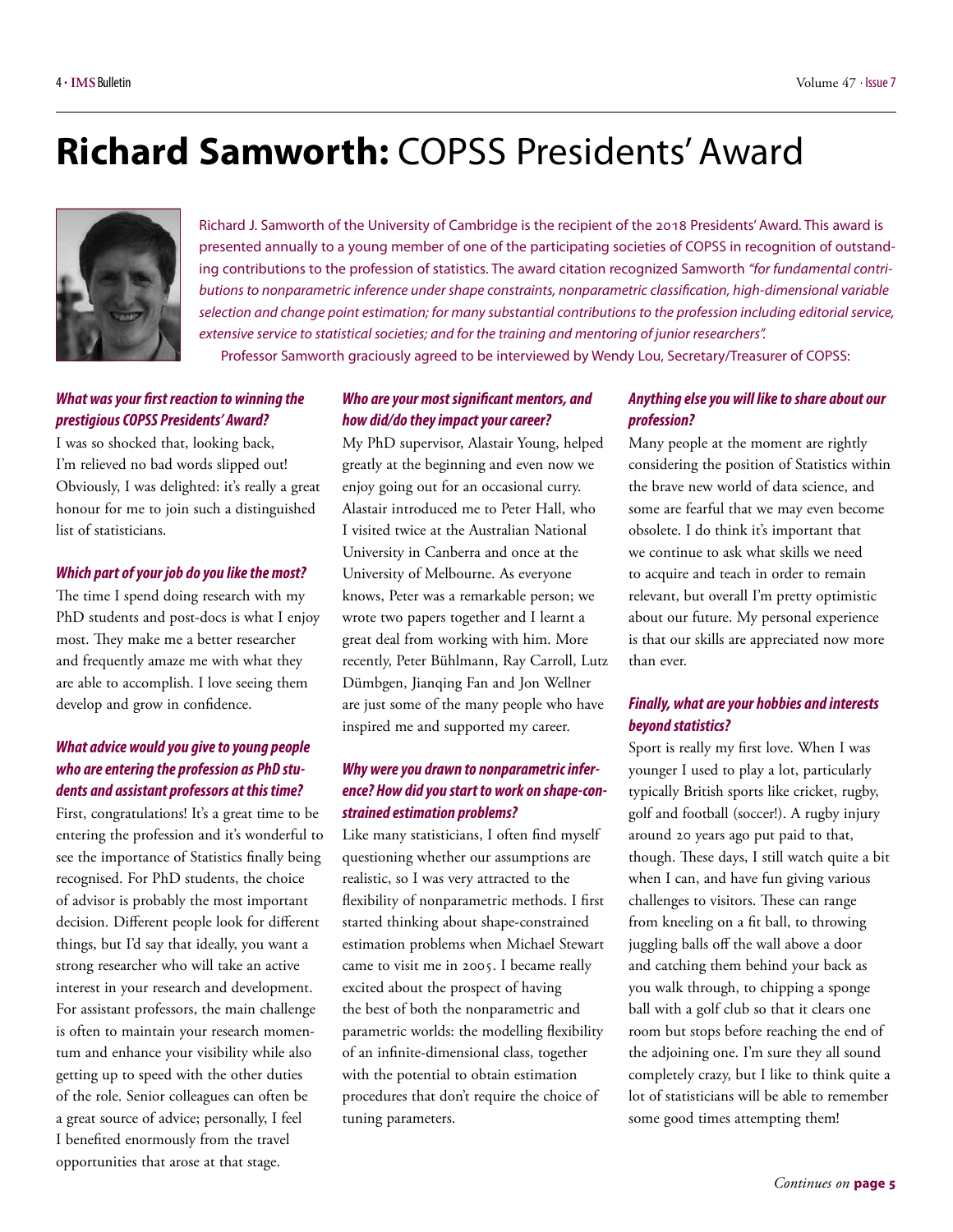# **Richard Samworth:** COPSS Presidents' Award

Richard J. Samworth of the University of Cambridge is the recipient of the 2018 Presidents' Award. This award is presented annually to a young member of one of the participating societies of COPSS in recognition of outstanding contributions to the profession of statistics. The award citation recognized Samworth *"for fundamental contributions to nonparametric inference under shape constraints, nonparametric classification, high-dimensional variable selection and change point estimation; for many substantial contributions to the profession including editorial service, extensive service to statistical societies; and for the training and mentoring of junior researchers".*

Professor Samworth graciously agreed to be interviewed by Wendy Lou, Secretary/Treasurer of COPSS:

***What was your first reaction to winning the prestigious COPSS Presidents' Award?***

I was so shocked that, looking back, I'm relieved no bad words slipped out! Obviously, I was delighted: it's really a great honour for me to join such a distinguished list of statisticians.

***Which part of your job do you like the most?***

The time I spend doing research with my PhD students and post-docs is what I enjoy most. They make me a better researcher and frequently amaze me with what they are able to accomplish. I love seeing them develop and grow in confidence.

***What advice would you give to young people who are entering the profession as PhD students and assistant professors at this time?***

First, congratulations! It's a great time to be entering the profession and it's wonderful to see the importance of Statistics finally being recognised. For PhD students, the choice of advisor is probably the most important decision. Different people look for different things, but I'd say that ideally, you want a strong researcher who will take an active interest in your research and development. For assistant professors, the main challenge is often to maintain your research momentum and enhance your visibility while also getting up to speed with the other duties of the role. Senior colleagues can often be a great source of advice; personally, I feel I benefited enormously from the travel opportunities that arose at that stage.

***Who are your most significant mentors, and how did/do they impact your career?***

My PhD supervisor, Alastair Young, helped greatly at the beginning and even now we enjoy going out for an occasional curry. Alastair introduced me to Peter Hall, who I visited twice at the Australian National University in Canberra and once at the University of Melbourne. As everyone knows, Peter was a remarkable person; we wrote two papers together and I learnt a great deal from working with him. More recently, Peter Bühlmann, Ray Carroll, Lutz Dümbgen, Jianqing Fan and Jon Wellner are just some of the many people who have inspired me and supported my career.

***Why were you drawn to nonparametric inference? How did you start to work on shape-constrained estimation problems?***

Like many statisticians, I often find myself questioning whether our assumptions are realistic, so I was very attracted to the flexibility of nonparametric methods. I first started thinking about shape-constrained estimation problems when Michael Stewart came to visit me in 2005. I became really excited about the prospect of having the best of both the nonparametric and parametric worlds: the modelling flexibility of an infinite-dimensional class, together with the potential to obtain estimation procedures that don't require the choice of tuning parameters.

***Anything else you will like to share about our profession?***

Many people at the moment are rightly considering the position of Statistics within the brave new world of data science, and some are fearful that we may even become obsolete. I do think it's important that we continue to ask what skills we need to acquire and teach in order to remain relevant, but overall I'm pretty optimistic about our future. My personal experience is that our skills are appreciated now more than ever.

***Finally, what are your hobbies and interests beyond statistics?***

Sport is really my first love. When I was younger I used to play a lot, particularly typically British sports like cricket, rugby, golf and football (soccer!). A rugby injury around 20 years ago put paid to that, though. These days, I still watch quite a bit when I can, and have fun giving various challenges to visitors. These can range from kneeling on a fit ball, to throwing juggling balls off the wall above a door and catching them behind your back as you walk through, to chipping a sponge ball with a golf club so that it clears one room but stops before reaching the end of the adjoining one. I'm sure they all sound completely crazy, but I like to think quite a lot of statisticians will be able to remember some good times attempting them!

*Continues on* **page 5**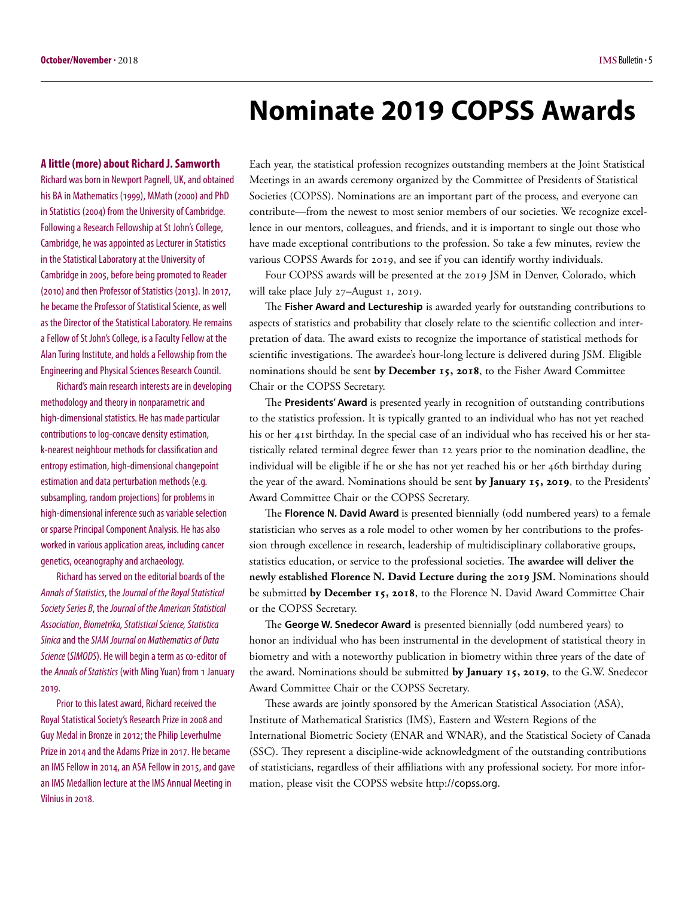# Nominate 2019 COPSS Awards

Each year, the statistical profession recognizes outstanding members at the Joint Statistical Meetings in an awards ceremony organized by the Committee of Presidents of Statistical Societies (COPSS). Nominations are an important part of the process, and everyone can contribute—from the newest to most senior members of our societies. We recognize excellence in our mentors, colleagues, and friends, and it is important to single out those who have made exceptional contributions to the profession. So take a few minutes, review the various COPSS Awards for 2019, and see if you can identify worthy individuals.

Four COPSS awards will be presented at the 2019 JSM in Denver, Colorado, which will take place July 27–August 1, 2019.

The **Fisher Award and Lectureship** is awarded yearly for outstanding contributions to aspects of statistics and probability that closely relate to the scientific collection and interpretation of data. The award exists to recognize the importance of statistical methods for scientific investigations. The awardee's hour-long lecture is delivered during JSM. Eligible nominations should be sent **by December 15, 2018**, to the Fisher Award Committee Chair or the COPSS Secretary.

The **Presidents' Award** is presented yearly in recognition of outstanding contributions to the statistics profession. It is typically granted to an individual who has not yet reached his or her 41st birthday. In the special case of an individual who has received his or her statistically related terminal degree fewer than 12 years prior to the nomination deadline, the individual will be eligible if he or she has not yet reached his or her 46th birthday during the year of the award. Nominations should be sent **by January 15, 2019**, to the Presidents' Award Committee Chair or the COPSS Secretary.

The **Florence N. David Award** is presented biennially (odd numbered years) to a female statistician who serves as a role model to other women by her contributions to the profession through excellence in research, leadership of multidisciplinary collaborative groups, statistics education, or service to the professional societies. **The awardee will deliver the newly established Florence N. David Lecture during the 2019 JSM.** Nominations should be submitted **by December 15, 2018**, to the Florence N. David Award Committee Chair or the COPSS Secretary.

The **George W. Snedecor Award** is presented biennially (odd numbered years) to honor an individual who has been instrumental in the development of statistical theory in biometry and with a noteworthy publication in biometry within three years of the date of the award. Nominations should be submitted **by January 15, 2019**, to the G.W. Snedecor Award Committee Chair or the COPSS Secretary.

These awards are jointly sponsored by the American Statistical Association (ASA), Institute of Mathematical Statistics (IMS), Eastern and Western Regions of the International Biometric Society (ENAR and WNAR), and the Statistical Society of Canada (SSC). They represent a discipline-wide acknowledgment of the outstanding contributions of statisticians, regardless of their affiliations with any professional society. For more information, please visit the COPSS website http://copss.org.

### A little (more) about Richard J. Samworth

Richard was born in Newport Pagnell, UK, and obtained his BA in Mathematics (1999), MMath (2000) and PhD in Statistics (2004) from the University of Cambridge. Following a Research Fellowship at St John's College, Cambridge, he was appointed as Lecturer in Statistics in the Statistical Laboratory at the University of Cambridge in 2005, before being promoted to Reader (2010) and then Professor of Statistics (2013). In 2017, he became the Professor of Statistical Science, as well as the Director of the Statistical Laboratory. He remains a Fellow of St John's College, is a Faculty Fellow at the Alan Turing Institute, and holds a Fellowship from the Engineering and Physical Sciences Research Council.

Richard's main research interests are in developing methodology and theory in nonparametric and high-dimensional statistics. He has made particular contributions to log-concave density estimation, k-nearest neighbour methods for classification and entropy estimation, high-dimensional changepoint estimation and data perturbation methods (e.g. subsampling, random projections) for problems in high-dimensional inference such as variable selection or sparse Principal Component Analysis. He has also worked in various application areas, including cancer genetics, oceanography and archaeology.

Richard has served on the editorial boards of the *Annals of Statistics*, the *Journal of the Royal Statistical Society Series B*, the *Journal of the American Statistical Association*, *Biometrika, Statistical Science, Statistica Sinica* and the *SIAM Journal on Mathematics of Data Science* (*SIMODS*). He will begin a term as co-editor of the *Annals of Statistics* (with Ming Yuan) from 1 January 2019.

Prior to this latest award, Richard received the Royal Statistical Society's Research Prize in 2008 and Guy Medal in Bronze in 2012; the Philip Leverhulme Prize in 2014 and the Adams Prize in 2017. He became an IMS Fellow in 2014, an ASA Fellow in 2015, and gave an IMS Medallion lecture at the IMS Annual Meeting in Vilnius in 2018.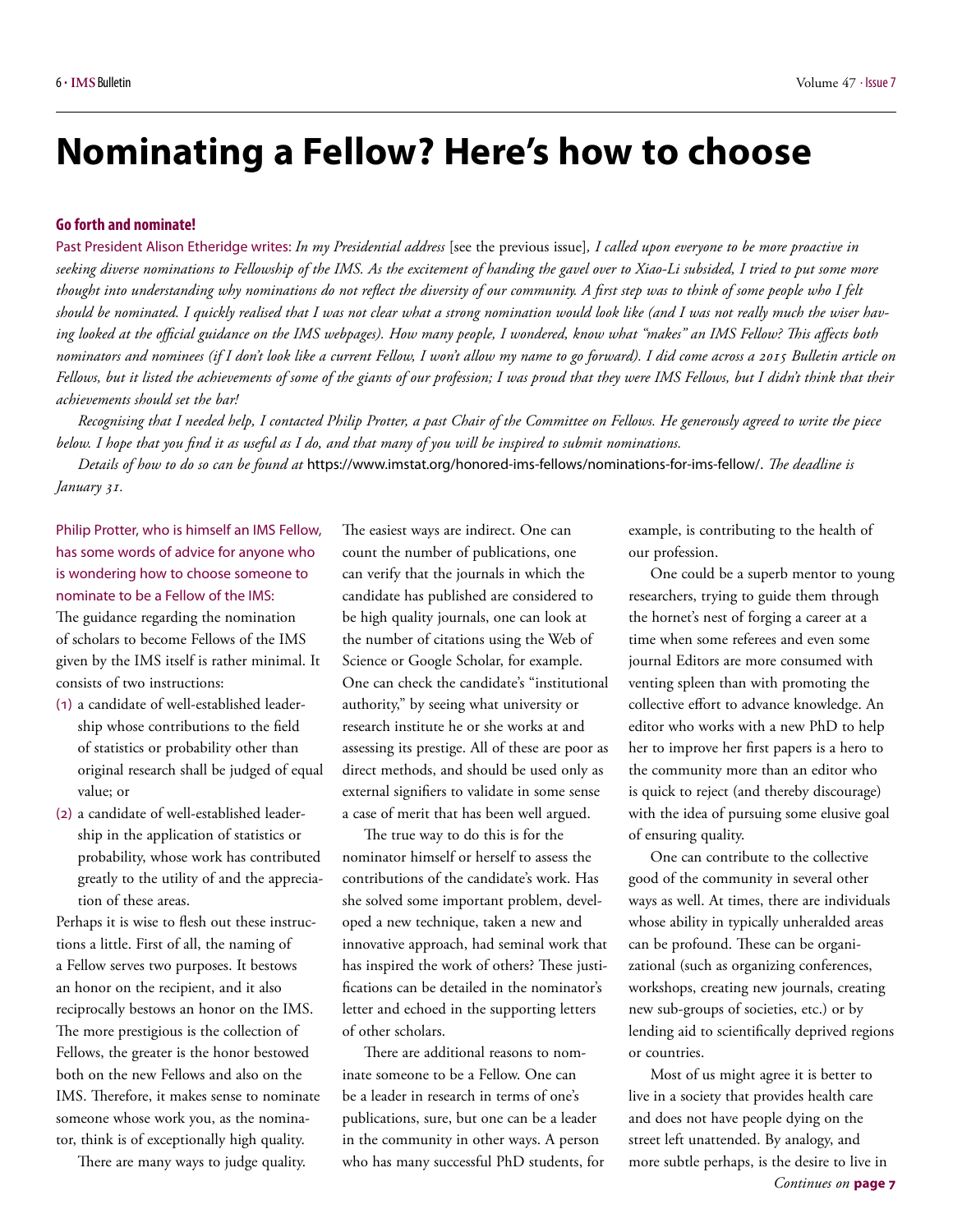# Nominating a Fellow? Here's how to choose

### Go forth and nominate!

Past President Alison Etheridge writes: *In my Presidential address* [see the previous issue], *I called upon everyone to be more proactive in seeking diverse nominations to Fellowship of the IMS. As the excitement of handing the gavel over to Xiao-Li subsided, I tried to put some more thought into understanding why nominations do not reflect the diversity of our community. A first step was to think of some people who I felt should be nominated. I quickly realised that I was not clear what a strong nomination would look like (and I was not really much the wiser having looked at the official guidance on the IMS webpages). How many people, I wondered, know what "makes" an IMS Fellow? This affects both nominators and nominees (if I don't look like a current Fellow, I won't allow my name to go forward). I did come across a 2015 Bulletin article on Fellows, but it listed the achievements of some of the giants of our profession; I was proud that they were IMS Fellows, but I didn't think that their achievements should set the bar!*

*Recognising that I needed help, I contacted Philip Protter, a past Chair of the Committee on Fellows. He generously agreed to write the piece below. I hope that you find it as useful as I do, and that many of you will be inspired to submit nominations.*

*Details of how to do so can be found at* https://www.imstat.org/honored-ims-fellows/nominations-for-ims-fellow/. *The deadline is January 31.*

Philip Protter, who is himself an IMS Fellow, has some words of advice for anyone who is wondering how to choose someone to nominate to be a Fellow of the IMS:

The guidance regarding the nomination of scholars to become Fellows of the IMS given by the IMS itself is rather minimal. It consists of two instructions:

(1) a candidate of well-established leadership whose contributions to the field of statistics or probability other than original research shall be judged of equal value; or

(2) a candidate of well-established leadership in the application of statistics or probability, whose work has contributed greatly to the utility of and the appreciation of these areas.

Perhaps it is wise to flesh out these instructions a little. First of all, the naming of a Fellow serves two purposes. It bestows an honor on the recipient, and it also reciprocally bestows an honor on the IMS. The more prestigious is the collection of Fellows, the greater is the honor bestowed both on the new Fellows and also on the IMS. Therefore, it makes sense to nominate someone whose work you, as the nominator, think is of exceptionally high quality.

There are many ways to judge quality. The easiest ways are indirect. One can count the number of publications, one can verify that the journals in which the candidate has published are considered to be high quality journals, one can look at the number of citations using the Web of Science or Google Scholar, for example. One can check the candidate's "institutional authority," by seeing what university or research institute he or she works at and assessing its prestige. All of these are poor as direct methods, and should be used only as external signifiers to validate in some sense a case of merit that has been well argued.

The true way to do this is for the nominator himself or herself to assess the contributions of the candidate's work. Has she solved some important problem, developed a new technique, taken a new and innovative approach, had seminal work that has inspired the work of others? These justifications can be detailed in the nominator's letter and echoed in the supporting letters of other scholars.

There are additional reasons to nominate someone to be a Fellow. One can be a leader in research in terms of one's publications, sure, but one can be a leader in the community in other ways. A person who has many successful PhD students, for example, is contributing to the health of our profession.

One could be a superb mentor to young researchers, trying to guide them through the hornet's nest of forging a career at a time when some referees and even some journal Editors are more consumed with venting spleen than with promoting the collective effort to advance knowledge. An editor who works with a new PhD to help her to improve her first papers is a hero to the community more than an editor who is quick to reject (and thereby discourage) with the idea of pursuing some elusive goal of ensuring quality.

One can contribute to the collective good of the community in several other ways as well. At times, there are individuals whose ability in typically unheralded areas can be profound. These can be organizational (such as organizing conferences, workshops, creating new journals, creating new sub-groups of societies, etc.) or by lending aid to scientifically deprived regions or countries.

Most of us might agree it is better to live in a society that provides health care and does not have people dying on the street left unattended. By analogy, and more subtle perhaps, is the desire to live in

*Continues on* **page 7**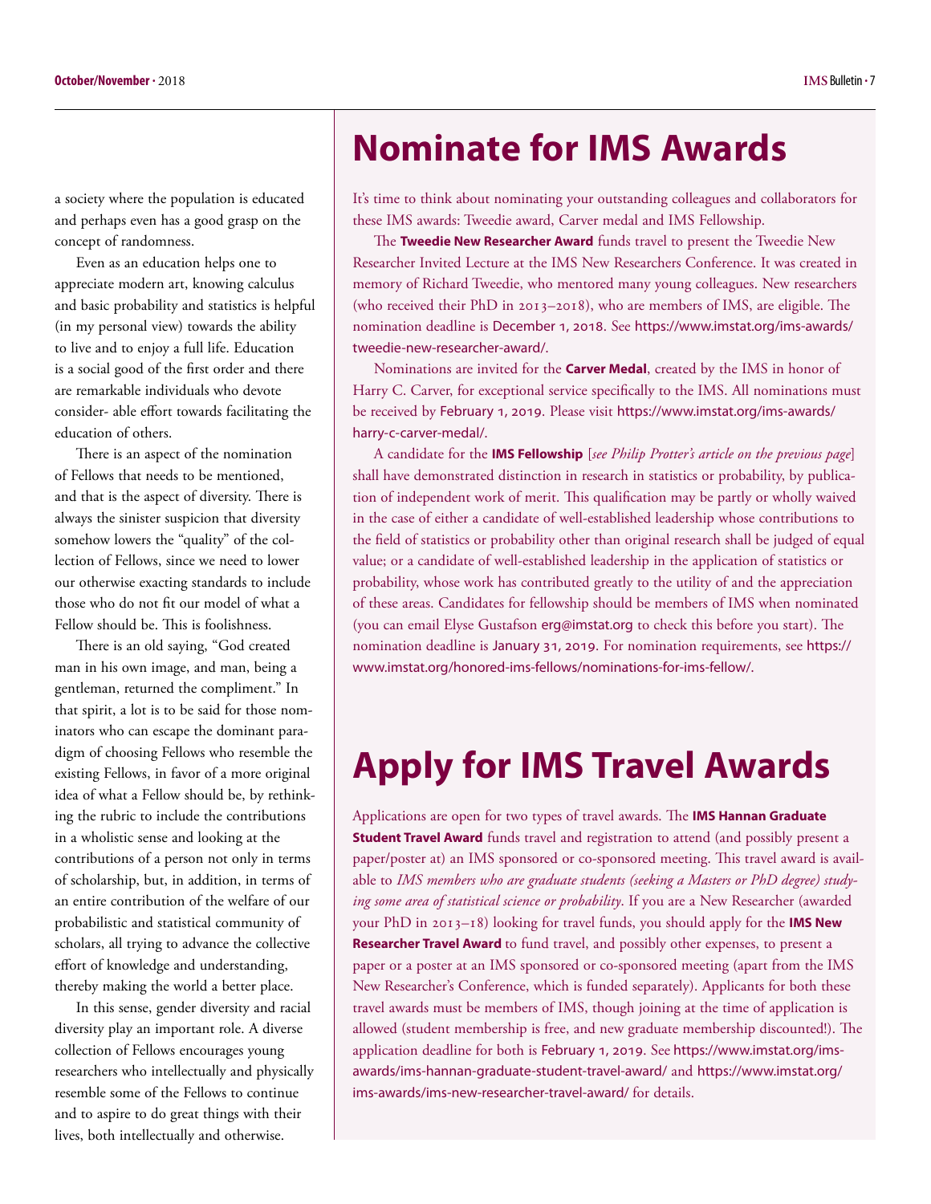a society where the population is educated and perhaps even has a good grasp on the concept of randomness.

Even as an education helps one to appreciate modern art, knowing calculus and basic probability and statistics is helpful (in my personal view) towards the ability to live and to enjoy a full life. Education is a social good of the first order and there are remarkable individuals who devote consider- able effort towards facilitating the education of others.

There is an aspect of the nomination of Fellows that needs to be mentioned, and that is the aspect of diversity. There is always the sinister suspicion that diversity somehow lowers the "quality" of the collection of Fellows, since we need to lower our otherwise exacting standards to include those who do not fit our model of what a Fellow should be. This is foolishness.

There is an old saying, "God created man in his own image, and man, being a gentleman, returned the compliment." In that spirit, a lot is to be said for those nominators who can escape the dominant paradigm of choosing Fellows who resemble the existing Fellows, in favor of a more original idea of what a Fellow should be, by rethinking the rubric to include the contributions in a wholistic sense and looking at the contributions of a person not only in terms of scholarship, but, in addition, in terms of an entire contribution of the welfare of our probabilistic and statistical community of scholars, all trying to advance the collective effort of knowledge and understanding, thereby making the world a better place.

In this sense, gender diversity and racial diversity play an important role. A diverse collection of Fellows encourages young researchers who intellectually and physically resemble some of the Fellows to continue and to aspire to do great things with their lives, both intellectually and otherwise.

# Nominate for IMS Awards

It's time to think about nominating your outstanding colleagues and collaborators for these IMS awards: Tweedie award, Carver medal and IMS Fellowship.

The **Tweedie New Researcher Award** funds travel to present the Tweedie New Researcher Invited Lecture at the IMS New Researchers Conference. It was created in memory of Richard Tweedie, who mentored many young colleagues. New researchers (who received their PhD in 2013–2018), who are members of IMS, are eligible. The nomination deadline is December 1, 2018. See https://www.imstat.org/ims-awards/tweedie-new-researcher-award/.

Nominations are invited for the **Carver Medal**, created by the IMS in honor of Harry C. Carver, for exceptional service specifically to the IMS. All nominations must be received by February 1, 2019. Please visit https://www.imstat.org/ims-awards/harry-c-carver-medal/.

A candidate for the **IMS Fellowship** [*see Philip Protter's article on the previous page*] shall have demonstrated distinction in research in statistics or probability, by publication of independent work of merit. This qualification may be partly or wholly waived in the case of either a candidate of well-established leadership whose contributions to the field of statistics or probability other than original research shall be judged of equal value; or a candidate of well-established leadership in the application of statistics or probability, whose work has contributed greatly to the utility of and the appreciation of these areas. Candidates for fellowship should be members of IMS when nominated (you can email Elyse Gustafson erg@imstat.org to check this before you start). The nomination deadline is January 31, 2019. For nomination requirements, see https://www.imstat.org/honored-ims-fellows/nominations-for-ims-fellow/.

# Apply for IMS Travel Awards

Applications are open for two types of travel awards. The **IMS Hannan Graduate Student Travel Award** funds travel and registration to attend (and possibly present a paper/poster at) an IMS sponsored or co-sponsored meeting. This travel award is available to *IMS members who are graduate students (seeking a Masters or PhD degree) studying some area of statistical science or probability*. If you are a New Researcher (awarded your PhD in 2013–18) looking for travel funds, you should apply for the **IMS New Researcher Travel Award** to fund travel, and possibly other expenses, to present a paper or a poster at an IMS sponsored or co-sponsored meeting (apart from the IMS New Researcher's Conference, which is funded separately). Applicants for both these travel awards must be members of IMS, though joining at the time of application is allowed (student membership is free, and new graduate membership discounted!). The application deadline for both is February 1, 2019. See https://www.imstat.org/ims-awards/ims-hannan-graduate-student-travel-award/ and https://www.imstat.org/ims-awards/ims-new-researcher-travel-award/ for details.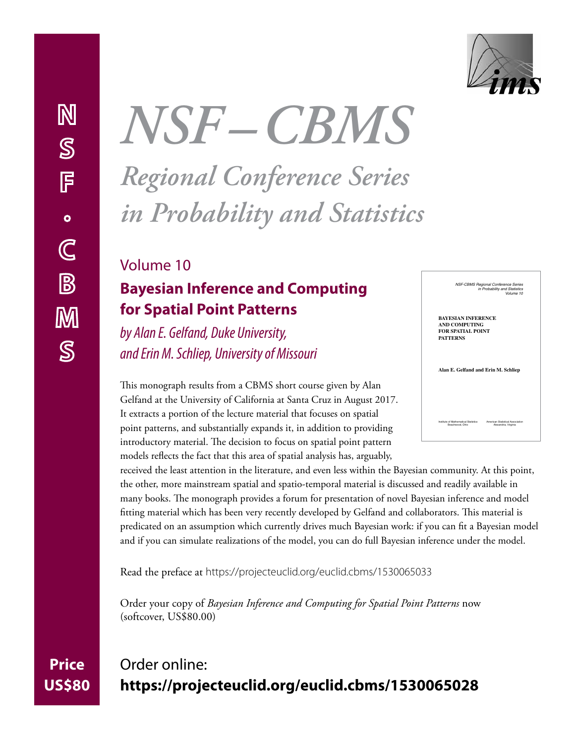# NSF–CBMS

## *Regional Conference Series in Probability and Statistics*

Volume 10

### Bayesian Inference and Computing for Spatial Point Patterns

*by Alan E. Gelfand, Duke University, and Erin M. Schliep, University of Missouri*

This monograph results from a CBMS short course given by Alan Gelfand at the University of California at Santa Cruz in August 2017. It extracts a portion of the lecture material that focuses on spatial point patterns, and substantially expands it, in addition to providing introductory material. The decision to focus on spatial point pattern models reflects the fact that this area of spatial analysis has, arguably, received the least attention in the literature, and even less within the Bayesian community. At this point, the other, more mainstream spatial and spatio-temporal material is discussed and readily available in many books. The monograph provides a forum for presentation of novel Bayesian inference and model fitting material which has been very recently developed by Gelfand and collaborators. This material is predicated on an assumption which currently drives much Bayesian work: if you can fit a Bayesian model and if you can simulate realizations of the model, you can do full Bayesian inference under the model.

Read the preface at https://projecteuclid.org/euclid.cbms/1530065033

Order your copy of *Bayesian Inference and Computing for Spatial Point Patterns* now (softcover, US$80.00)

Order online:
**https://projecteuclid.org/euclid.cbms/1530065028**

**Price US$80**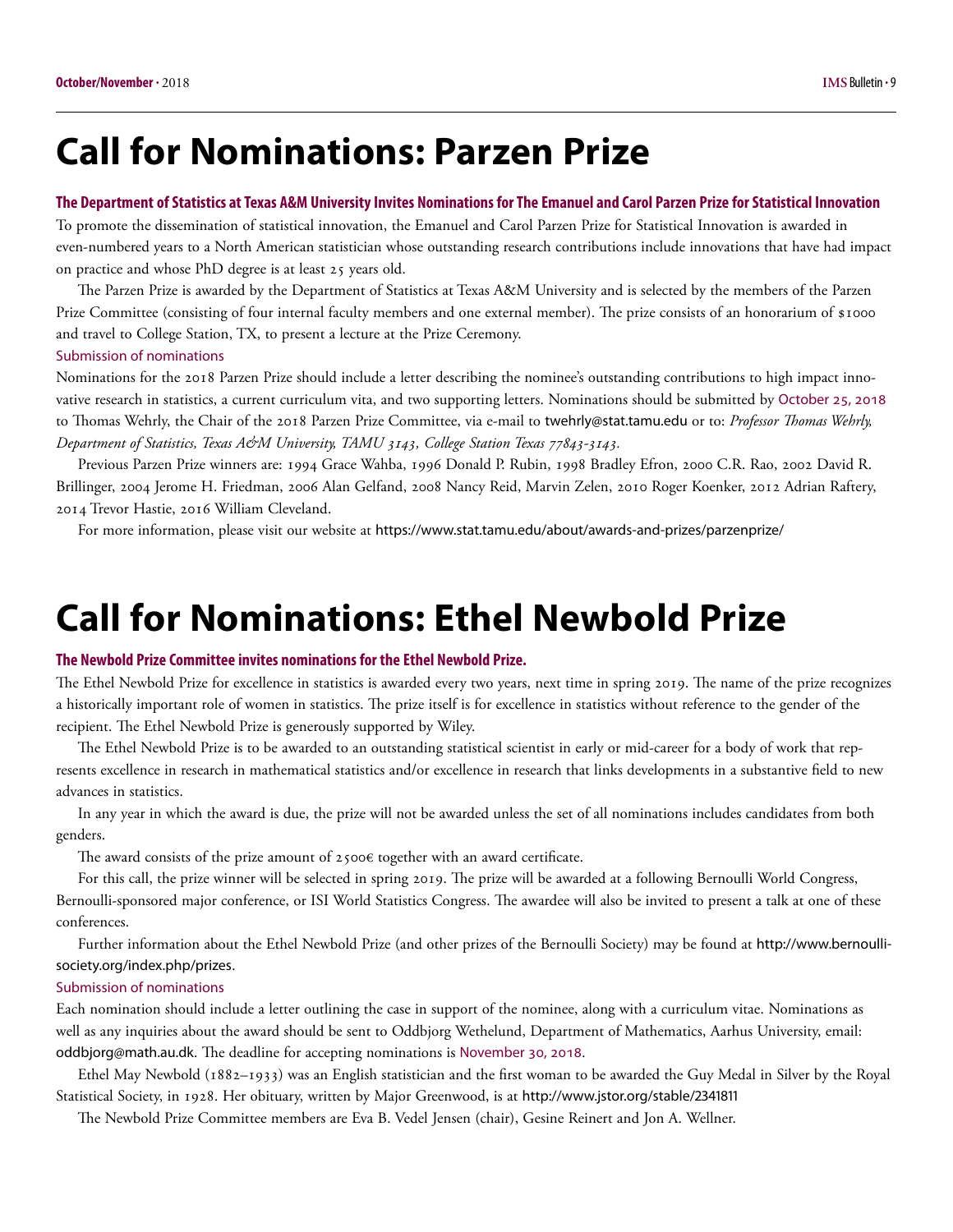# Call for Nominations: Parzen Prize

**The Department of Statistics at Texas A&M University Invites Nominations for The Emanuel and Carol Parzen Prize for Statistical Innovation**

To promote the dissemination of statistical innovation, the Emanuel and Carol Parzen Prize for Statistical Innovation is awarded in even-numbered years to a North American statistician whose outstanding research contributions include innovations that have had impact on practice and whose PhD degree is at least 25 years old.

The Parzen Prize is awarded by the Department of Statistics at Texas A&M University and is selected by the members of the Parzen Prize Committee (consisting of four internal faculty members and one external member). The prize consists of an honorarium of $1000 and travel to College Station, TX, to present a lecture at the Prize Ceremony.

### Submission of nominations

Nominations for the 2018 Parzen Prize should include a letter describing the nominee's outstanding contributions to high impact innovative research in statistics, a current curriculum vita, and two supporting letters. Nominations should be submitted by October 25, 2018 to Thomas Wehrly, the Chair of the 2018 Parzen Prize Committee, via e-mail to twehrly@stat.tamu.edu or to: *Professor Thomas Wehrly, Department of Statistics, Texas A&M University, TAMU 3143, College Station Texas 77843-3143.*

Previous Parzen Prize winners are: 1994 Grace Wahba, 1996 Donald P. Rubin, 1998 Bradley Efron, 2000 C.R. Rao, 2002 David R. Brillinger, 2004 Jerome H. Friedman, 2006 Alan Gelfand, 2008 Nancy Reid, Marvin Zelen, 2010 Roger Koenker, 2012 Adrian Raftery, 2014 Trevor Hastie, 2016 William Cleveland.

For more information, please visit our website at https://www.stat.tamu.edu/about/awards-and-prizes/parzenprize/

# Call for Nominations: Ethel Newbold Prize

**The Newbold Prize Committee invites nominations for the Ethel Newbold Prize.**

The Ethel Newbold Prize for excellence in statistics is awarded every two years, next time in spring 2019. The name of the prize recognizes a historically important role of women in statistics. The prize itself is for excellence in statistics without reference to the gender of the recipient. The Ethel Newbold Prize is generously supported by Wiley.

The Ethel Newbold Prize is to be awarded to an outstanding statistical scientist in early or mid-career for a body of work that represents excellence in research in mathematical statistics and/or excellence in research that links developments in a substantive field to new advances in statistics.

In any year in which the award is due, the prize will not be awarded unless the set of all nominations includes candidates from both genders.

The award consists of the prize amount of 2500€ together with an award certificate.

For this call, the prize winner will be selected in spring 2019. The prize will be awarded at a following Bernoulli World Congress, Bernoulli-sponsored major conference, or ISI World Statistics Congress. The awardee will also be invited to present a talk at one of these conferences.

Further information about the Ethel Newbold Prize (and other prizes of the Bernoulli Society) may be found at http://www.bernoulli-society.org/index.php/prizes.

### Submission of nominations

Each nomination should include a letter outlining the case in support of the nominee, along with a curriculum vitae. Nominations as well as any inquiries about the award should be sent to Oddbjorg Wethelund, Department of Mathematics, Aarhus University, email: oddbjorg@math.au.dk. The deadline for accepting nominations is November 30, 2018.

Ethel May Newbold (1882–1933) was an English statistician and the first woman to be awarded the Guy Medal in Silver by the Royal Statistical Society, in 1928. Her obituary, written by Major Greenwood, is at http://www.jstor.org/stable/2341811

The Newbold Prize Committee members are Eva B. Vedel Jensen (chair), Gesine Reinert and Jon A. Wellner.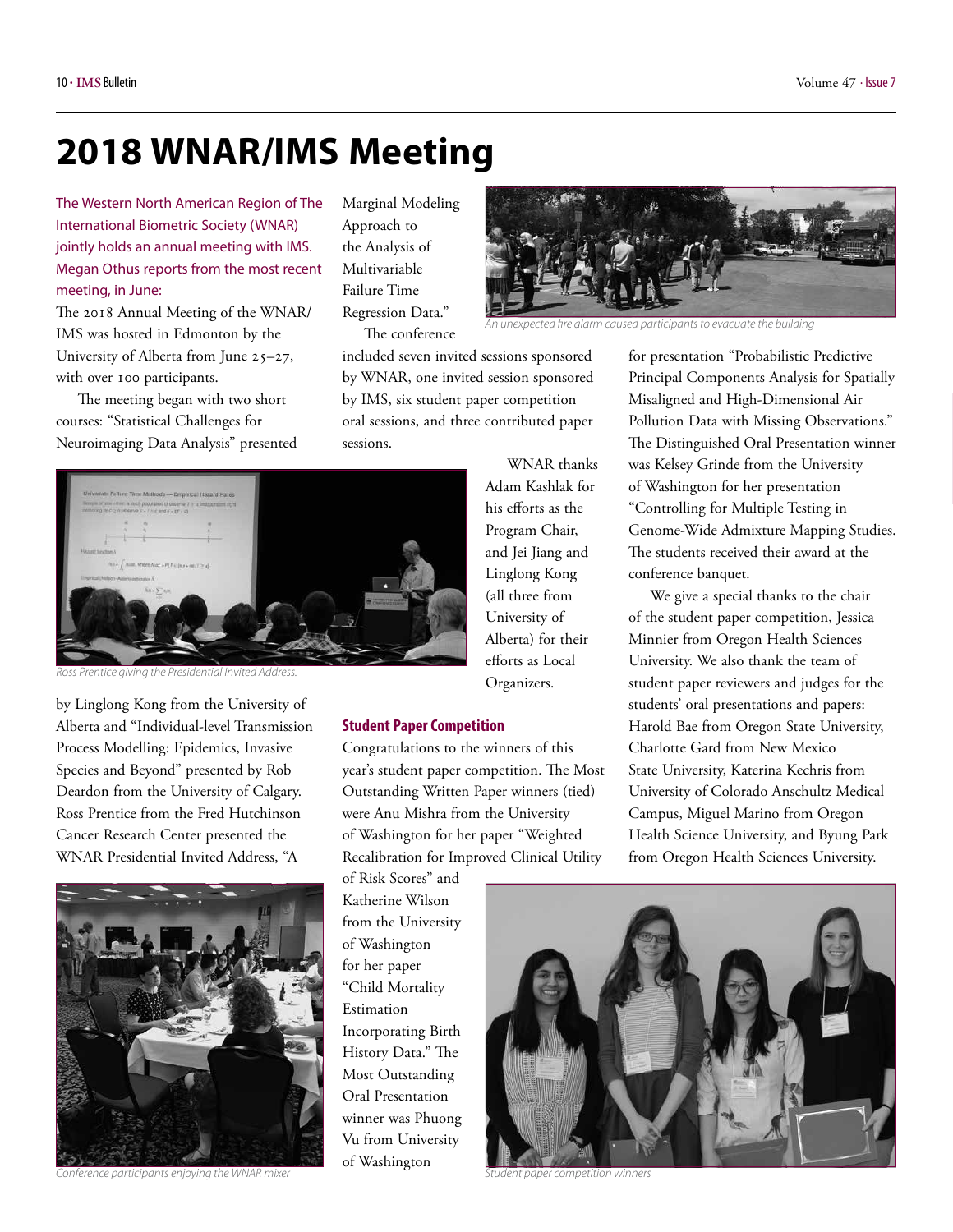# 2018 WNAR/IMS Meeting

The Western North American Region of The International Biometric Society (WNAR) jointly holds an annual meeting with IMS. Megan Othus reports from the most recent meeting, in June:

The 2018 Annual Meeting of the WNAR/IMS was hosted in Edmonton by the University of Alberta from June 25–27, with over 100 participants.

The meeting began with two short courses: "Statistical Challenges for Neuroimaging Data Analysis" presented by Linglong Kong from the University of Alberta and "Individual-level Transmission Process Modelling: Epidemics, Invasive Species and Beyond" presented by Rob Deardon from the University of Calgary. Ross Prentice from the Fred Hutchinson Cancer Research Center presented the WNAR Presidential Invited Address, "A Marginal Modeling Approach to the Analysis of Multivariable Failure Time Regression Data."

*Ross Prentice giving the Presidential Invited Address.*

*Conference participants enjoying the WNAR mixer*

The conference included seven invited sessions sponsored by WNAR, one invited session sponsored by IMS, six student paper competition oral sessions, and three contributed paper sessions.

*An unexpected fire alarm caused participants to evacuate the building*

WNAR thanks Adam Kashlak for his efforts as the Program Chair, and Jei Jiang and Linglong Kong (all three from University of Alberta) for their efforts as Local Organizers.

### Student Paper Competition

Congratulations to the winners of this year's student paper competition. The Most Outstanding Written Paper winners (tied) were Anu Mishra from the University of Washington for her paper "Weighted Recalibration for Improved Clinical Utility of Risk Scores" and Katherine Wilson from the University of Washington for her paper "Child Mortality Estimation Incorporating Birth History Data." The Most Outstanding Oral Presentation winner was Phuong Vu from University of Washington for presentation "Probabilistic Predictive Principal Components Analysis for Spatially Misaligned and High-Dimensional Air Pollution Data with Missing Observations." The Distinguished Oral Presentation winner was Kelsey Grinde from the University of Washington for her presentation "Controlling for Multiple Testing in Genome-Wide Admixture Mapping Studies. The students received their award at the conference banquet.

We give a special thanks to the chair of the student paper competition, Jessica Minnier from Oregon Health Sciences University. We also thank the team of student paper reviewers and judges for the students' oral presentations and papers: Harold Bae from Oregon State University, Charlotte Gard from New Mexico State University, Katerina Kechris from University of Colorado Anschultz Medical Campus, Miguel Marino from Oregon Health Science University, and Byung Park from Oregon Health Sciences University.

*Student paper competition winners*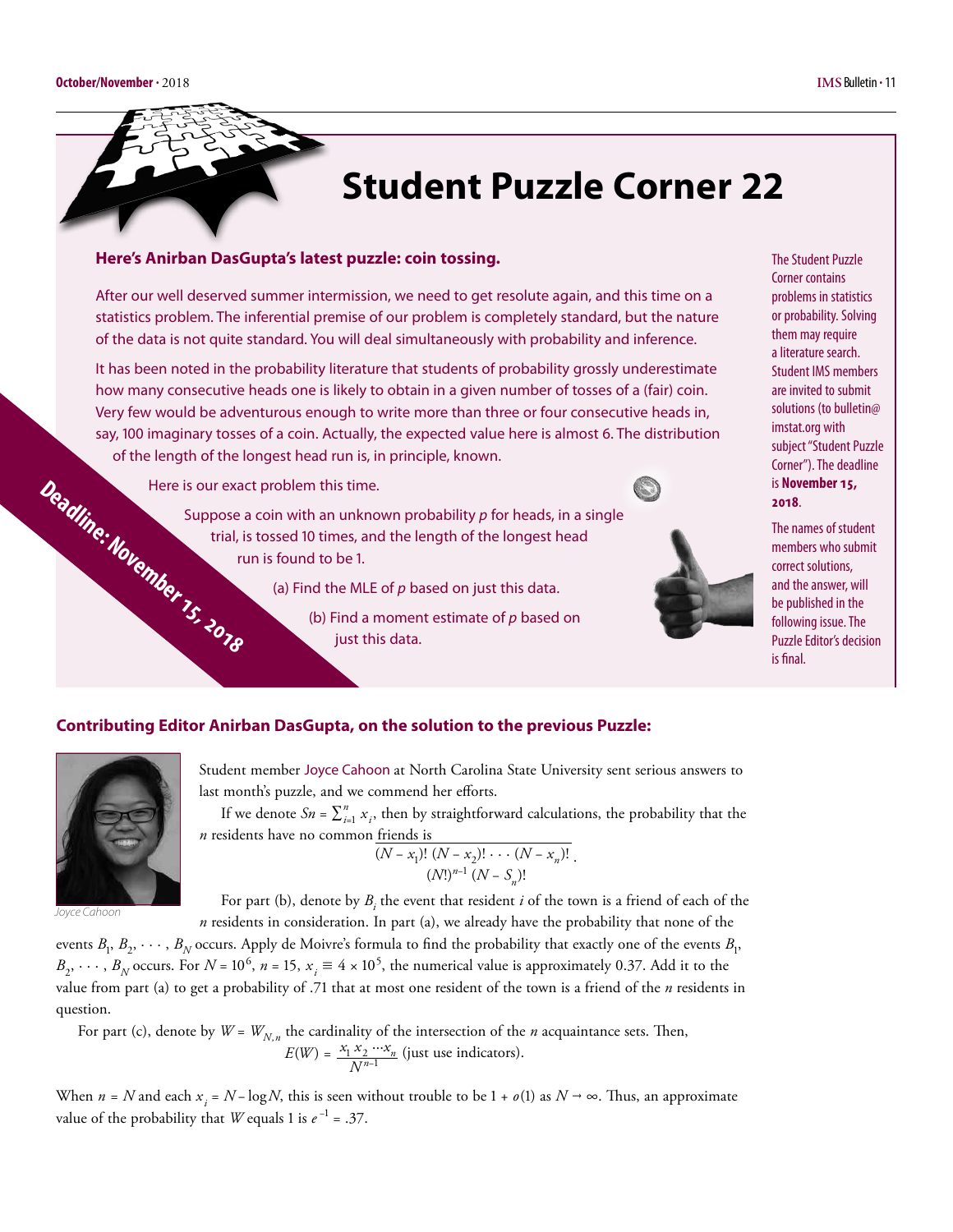# Student Puzzle Corner 22

**Here's Anirban DasGupta's latest puzzle: coin tossing.**

After our well deserved summer intermission, we need to get resolute again, and this time on a statistics problem. The inferential premise of our problem is completely standard, but the nature of the data is not quite standard. You will deal simultaneously with probability and inference.

It has been noted in the probability literature that students of probability grossly underestimate how many consecutive heads one is likely to obtain in a given number of tosses of a (fair) coin. Very few would be adventurous enough to write more than three or four consecutive heads in, say, 100 imaginary tosses of a coin. Actually, the expected value here is almost 6. The distribution of the length of the longest head run is, in principle, known.

Here is our exact problem this time.

Suppose a coin with an unknown probability $p$ for heads, in a single trial, is tossed 10 times, and the length of the longest head run is found to be 1.

(a) Find the MLE of $p$ based on just this data.

(b) Find a moment estimate of $p$ based on just this data.

**Deadline: November 15, 2018**

The Student Puzzle Corner contains problems in statistics or probability. Solving them may require a literature search. Student IMS members are invited to submit solutions (to bulletin@imstat.org with subject "Student Puzzle Corner"). The deadline is **November 15, 2018**.

The names of student members who submit correct solutions, and the answer, will be published in the following issue. The Puzzle Editor's decision is final.

## Contributing Editor Anirban DasGupta, on the solution to the previous Puzzle:

Joyce Cahoon

Student member Joyce Cahoon at North Carolina State University sent serious answers to last month's puzzle, and we commend her efforts.

If we denote $Sn = \sum_{i=1}^{n} x_i$, then by straightforward calculations, the probability that the $n$ residents have no common friends is

$$\frac{(N - x_1)!\,(N - x_2)! \cdots (N - x_n)!}{(N!)^{n-1}\,(N - S_n)!}.$$

For part (b), denote by $B_i$ the event that resident $i$ of the town is a friend of each of the $n$ residents in consideration. In part (a), we already have the probability that none of the events $B_1, B_2, \cdots, B_N$ occurs. Apply de Moivre's formula to find the probability that exactly one of the events $B_1, B_2, \cdots, B_N$ occurs. For $N = 10^6$, $n = 15$, $x_i \equiv 4 \times 10^5$, the numerical value is approximately 0.37. Add it to the value from part (a) to get a probability of .71 that at most one resident of the town is a friend of the $n$ residents in question.

For part (c), denote by $W = W_{N,n}$ the cardinality of the intersection of the $n$ acquaintance sets. Then,

$$E(W) = \frac{x_1 x_2 \cdots x_n}{N^{n-1}} \text{ (just use indicators).}$$

When $n = N$ and each $x_i = N - \log N$, this is seen without trouble to be $1 + o(1)$ as $N \to \infty$. Thus, an approximate value of the probability that $W$ equals 1 is $e^{-1} = .37$.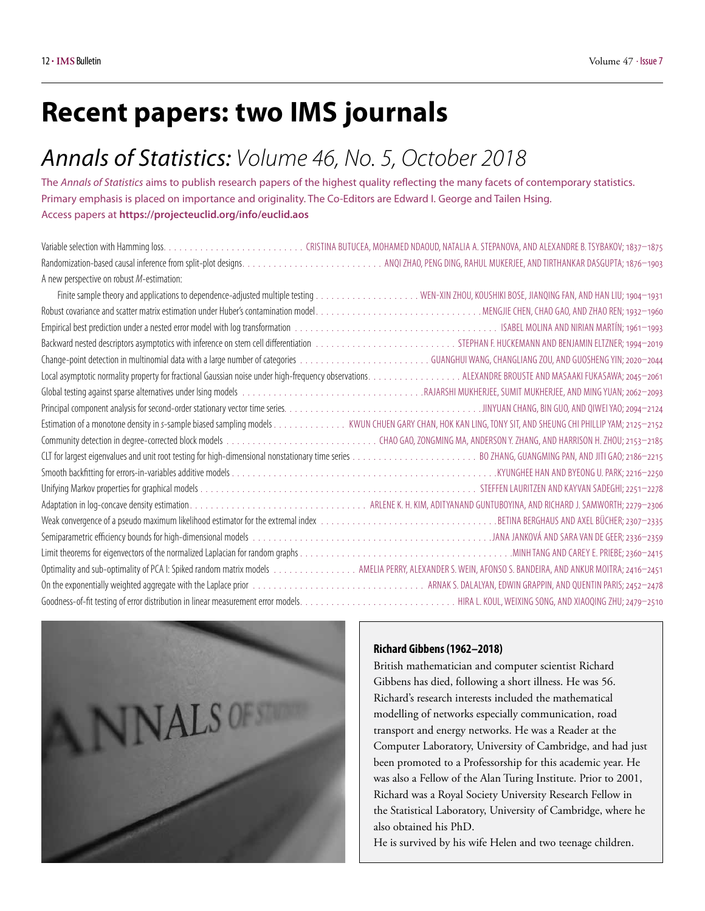# Recent papers: two IMS journals

## *Annals of Statistics:* Volume 46, No. 5, October 2018

The *Annals of Statistics* aims to publish research papers of the highest quality reflecting the many facets of contemporary statistics. Primary emphasis is placed on importance and originality. The Co-Editors are Edward I. George and Tailen Hsing.
Access papers at **https://projecteuclid.org/info/euclid.aos**

Variable selection with Hamming loss. . . . . . . . . . . . . . . . . . . . . . . . . . . CRISTINA BUTUCEA, MOHAMED NDAOUD, NATALIA A. STEPANOVA, AND ALEXANDRE B. TSYBAKOV; 1837–1875
Randomization-based causal inference from split-plot designs. . . . . . . . . . . . . . . . . . . . . . . . . . . ANQI ZHAO, PENG DING, RAHUL MUKERJEE, AND TIRTHANKAR DASGUPTA; 1876–1903
A new perspective on robust *M*-estimation:
Finite sample theory and applications to dependence-adjusted multiple testing . . . . . . . . . . . . . . . . . . . . WEN-XIN ZHOU, KOUSHIKI BOSE, JIANQING FAN, AND HAN LIU; 1904–1931
Robust covariance and scatter matrix estimation under Huber's contamination model. . . . . . . . . . . . . . . . . . . . . . . . . . . . . . . MENGJIE CHEN, CHAO GAO, AND ZHAO REN; 1932–1960
Empirical best prediction under a nested error model with log transformation . . . . . . . . . . . . . . . . . . . . . . . . . . . . . . . . . . . . . . ISABEL MOLINA AND NIRIAN MARTÍN; 1961–1993
Backward nested descriptors asymptotics with inference on stem cell differentiation . . . . . . . . . . . . . . . . . . . . . . . . . . . STEPHAN F. HUCKEMANN AND BENJAMIN ELTZNER; 1994–2019
Change-point detection in multinomial data with a large number of categories . . . . . . . . . . . . . . . . . . . . . . . . . GUANGHUI WANG, CHANGLIANG ZOU, AND GUOSHENG YIN; 2020–2044
Local asymptotic normality property for fractional Gaussian noise under high-frequency observations. . . . . . . . . . . . . . . . . . ALEXANDRE BROUSTE AND MASAAKI FUKASAWA; 2045–2061
Global testing against sparse alternatives under Ising models . . . . . . . . . . . . . . . . . . . . . . . . . . . . . . . . . . RAJARSHI MUKHERJEE, SUMIT MUKHERJEE, AND MING YUAN; 2062–2093
Principal component analysis for second-order stationary vector time series. . . . . . . . . . . . . . . . . . . . . . . . . . . . . . . . . . . . . JINYUAN CHANG, BIN GUO, AND QIWEI YAO; 2094–2124
Estimation of a monotone density in *s*-sample biased sampling models . . . . . . . . . . . . . . KWUN CHUEN GARY CHAN, HOK KAN LING, TONY SIT, AND SHEUNG CHI PHILLIP YAM; 2125–2152
Community detection in degree-corrected block models . . . . . . . . . . . . . . . . . . . . . . . . . . . . . CHAO GAO, ZONGMING MA, ANDERSON Y. ZHANG, AND HARRISON H. ZHOU; 2153–2185
CLT for largest eigenvalues and unit root testing for high-dimensional nonstationary time series . . . . . . . . . . . . . . . . . . . . . . . . BO ZHANG, GUANGMING PAN, AND JITI GAO; 2186–2215
Smooth backfitting for errors-in-variables additive models . . . . . . . . . . . . . . . . . . . . . . . . . . . . . . . . . . . . . . . . . . . . . . . . . . KYUNGHEE HAN AND BYEONG U. PARK; 2216–2250
Unifying Markov properties for graphical models . . . . . . . . . . . . . . . . . . . . . . . . . . . . . . . . . . . . . . . . . . . . . . . . . . . . STEFFEN LAURITZEN AND KAYVAN SADEGHI; 2251–2278
Adaptation in log-concave density estimation. . . . . . . . . . . . . . . . . . . . . . . . . . . . . . . . . ARLENE K. H. KIM, ADITYANAND GUNTUBOYINA, AND RICHARD J. SAMWORTH; 2279–2306
Weak convergence of a pseudo maximum likelihood estimator for the extremal index . . . . . . . . . . . . . . . . . . . . . . . . . . . . . . . . . BETINA BERGHAUS AND AXEL BÜCHER; 2307–2335
Semiparametric efficiency bounds for high-dimensional models . . . . . . . . . . . . . . . . . . . . . . . . . . . . . . . . . . . . . . . . . . . . . . . JANA JANKOVÁ AND SARA VAN DE GEER; 2336–2359
Limit theorems for eigenvectors of the normalized Laplacian for random graphs . . . . . . . . . . . . . . . . . . . . . . . . . . . . . . . . . . . . . . . . MINH TANG AND CAREY E. PRIEBE; 2360–2415
Optimality and sub-optimality of PCA I: Spiked random matrix models . . . . . . . . . . . . . . . . AMELIA PERRY, ALEXANDER S. WEIN, AFONSO S. BANDEIRA, AND ANKUR MOITRA; 2416–2451
On the exponentially weighted aggregate with the Laplace prior . . . . . . . . . . . . . . . . . . . . . . . . . . . . . . . . . ARNAK S. DALALYAN, EDWIN GRAPPIN, AND QUENTIN PARIS; 2452–2478
Goodness-of-fit testing of error distribution in linear measurement error models. . . . . . . . . . . . . . . . . . . . . . . . . . . . . . HIRA L. KOUL, WEIXING SONG, AND XIAOQING ZHU; 2479–2510

**Richard Gibbens (1962–2018)**

British mathematician and computer scientist Richard Gibbens has died, following a short illness. He was 56. Richard's research interests included the mathematical modelling of networks especially communication, road transport and energy networks. He was a Reader at the Computer Laboratory, University of Cambridge, and had just been promoted to a Professorship for this academic year. He was also a Fellow of the Alan Turing Institute. Prior to 2001, Richard was a Royal Society University Research Fellow in the Statistical Laboratory, University of Cambridge, where he also obtained his PhD.
He is survived by his wife Helen and two teenage children.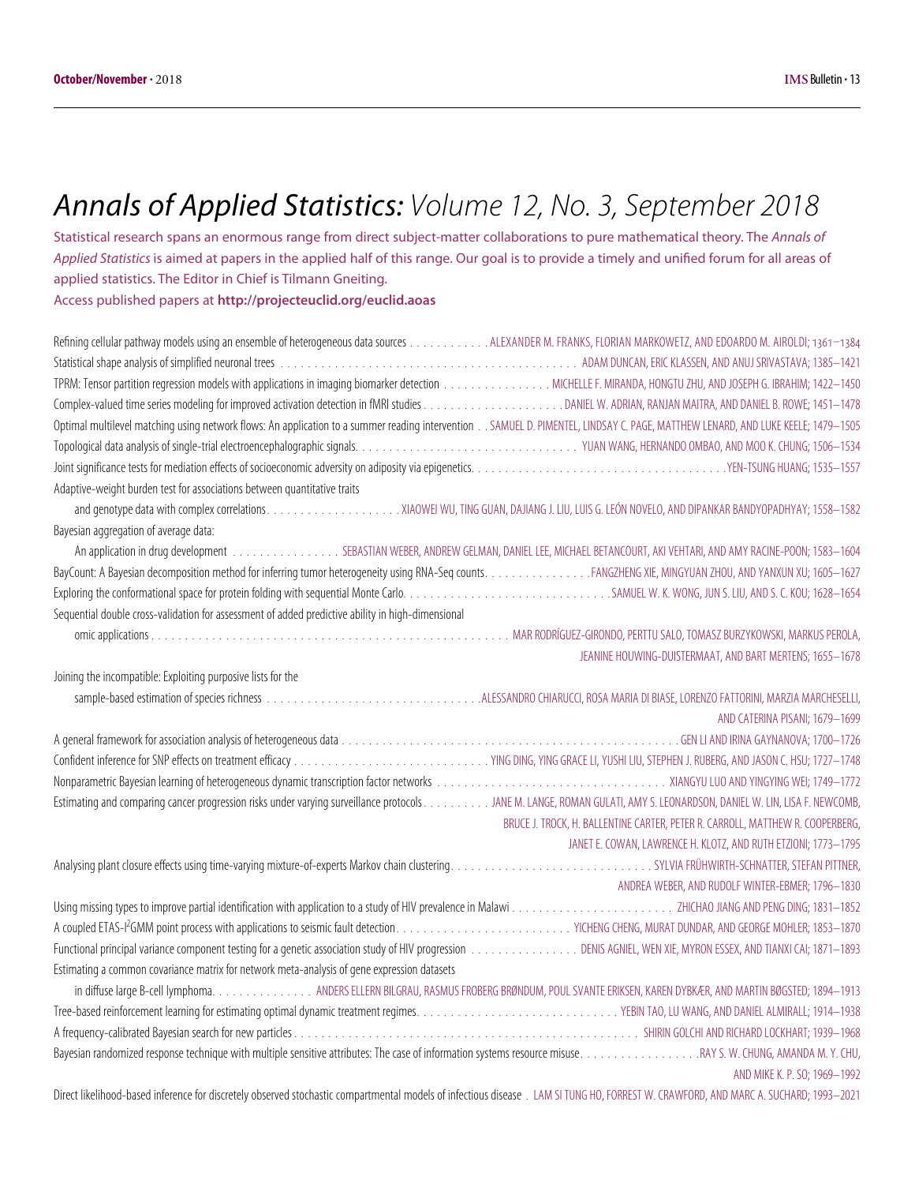# *Annals of Applied Statistics:* Volume 12, No. 3, September 2018

Statistical research spans an enormous range from direct subject-matter collaborations to pure mathematical theory. The *Annals of Applied Statistics* is aimed at papers in the applied half of this range. Our goal is to provide a timely and unified forum for all areas of applied statistics. The Editor in Chief is Tilmann Gneiting.

Access published papers at **http://projecteuclid.org/euclid.aoas**

Refining cellular pathway models using an ensemble of heterogeneous data sources . . . ALEXANDER M. FRANKS, FLORIAN MARKOWETZ, AND EDOARDO M. AIROLDI; 1361–1384

Statistical shape analysis of simplified neuronal trees . . . ADAM DUNCAN, ERIC KLASSEN, AND ANUJ SRIVASTAVA; 1385–1421

TPRM: Tensor partition regression models with applications in imaging biomarker detection . . . MICHELLE F. MIRANDA, HONGTU ZHU, AND JOSEPH G. IBRAHIM; 1422–1450

Complex-valued time series modeling for improved activation detection in fMRI studies . . . DANIEL W. ADRIAN, RANJAN MAITRA, AND DANIEL B. ROWE; 1451–1478

Optimal multilevel matching using network flows: An application to a summer reading intervention . . . SAMUEL D. PIMENTEL, LINDSAY C. PAGE, MATTHEW LENARD, AND LUKE KEELE; 1479–1505

Topological data analysis of single-trial electroencephalographic signals. . . . YUAN WANG, HERNANDO OMBAO, AND MOO K. CHUNG; 1506–1534

Joint significance tests for mediation effects of socioeconomic adversity on adiposity via epigenetics. . . . YEN-TSUNG HUANG; 1535–1557

Adaptive-weight burden test for associations between quantitative traits and genotype data with complex correlations. . . . XIAOWEI WU, TING GUAN, DAJIANG J. LIU, LUIS G. LEÓN NOVELO, AND DIPANKAR BANDYOPADHYAY; 1558–1582

Bayesian aggregation of average data: An application in drug development . . . SEBASTIAN WEBER, ANDREW GELMAN, DANIEL LEE, MICHAEL BETANCOURT, AKI VEHTARI, AND AMY RACINE-POON; 1583–1604

BayCount: A Bayesian decomposition method for inferring tumor heterogeneity using RNA-Seq counts. . . . FANGZHENG XIE, MINGYUAN ZHOU, AND YANXUN XU; 1605–1627

Exploring the conformational space for protein folding with sequential Monte Carlo. . . . SAMUEL W. K. WONG, JUN S. LIU, AND S. C. KOU; 1628–1654

Sequential double cross-validation for assessment of added predictive ability in high-dimensional omic applications . . . MAR RODRÍGUEZ-GIRONDO, PERTTU SALO, TOMASZ BURZYKOWSKI, MARKUS PEROLA, JEANINE HOUWING-DUISTERMAAT, AND BART MERTENS; 1655–1678

Joining the incompatible: Exploiting purposive lists for the sample-based estimation of species richness . . . ALESSANDRO CHIARUCCI, ROSA MARIA DI BIASE, LORENZO FATTORINI, MARZIA MARCHESELLI, AND CATERINA PISANI; 1679–1699

A general framework for association analysis of heterogeneous data . . . GEN LI AND IRINA GAYNANOVA; 1700–1726

Confident inference for SNP effects on treatment efficacy . . . YING DING, YING GRACE LI, YUSHI LIU, STEPHEN J. RUBERG, AND JASON C. HSU; 1727–1748

Nonparametric Bayesian learning of heterogeneous dynamic transcription factor networks . . . XIANGYU LUO AND YINGYING WEI; 1749–1772

Estimating and comparing cancer progression risks under varying surveillance protocols . . . JANE M. LANGE, ROMAN GULATI, AMY S. LEONARDSON, DANIEL W. LIN, LISA F. NEWCOMB, BRUCE J. TROCK, H. BALLENTINE CARTER, PETER R. CARROLL, MATTHEW R. COOPERBERG, JANET E. COWAN, LAWRENCE H. KLOTZ, AND RUTH ETZIONI; 1773–1795

Analysing plant closure effects using time-varying mixture-of-experts Markov chain clustering. . . . SYLVIA FRÜHWIRTH-SCHNATTER, STEFAN PITTNER, ANDREA WEBER, AND RUDOLF WINTER-EBMER; 1796–1830

Using missing types to improve partial identification with application to a study of HIV prevalence in Malawi . . . ZHICHAO JIANG AND PENG DING; 1831–1852

A coupled ETAS-$I^2$GMM point process with applications to seismic fault detection. . . . YICHENG CHENG, MURAT DUNDAR, AND GEORGE MOHLER; 1853–1870

Functional principal variance component testing for a genetic association study of HIV progression . . . DENIS AGNIEL, WEN XIE, MYRON ESSEX, AND TIANXI CAI; 1871–1893

Estimating a common covariance matrix for network meta-analysis of gene expression datasets in diffuse large B-cell lymphoma. . . . ANDERS ELLERN BILGRAU, RASMUS FROBERG BRØNDUM, POUL SVANTE ERIKSEN, KAREN DYBKÆR, AND MARTIN BØGSTED; 1894–1913

Tree-based reinforcement learning for estimating optimal dynamic treatment regimes. . . . YEBIN TAO, LU WANG, AND DANIEL ALMIRALL; 1914–1938

A frequency-calibrated Bayesian search for new particles . . . SHIRIN GOLCHI AND RICHARD LOCKHART; 1939–1968

Bayesian randomized response technique with multiple sensitive attributes: The case of information systems resource misuse. . . . RAY S. W. CHUNG, AMANDA M. Y. CHU, AND MIKE K. P. SO; 1969–1992

Direct likelihood-based inference for discretely observed stochastic compartmental models of infectious disease . LAM SI TUNG HO, FORREST W. CRAWFORD, AND MARC A. SUCHARD; 1993–2021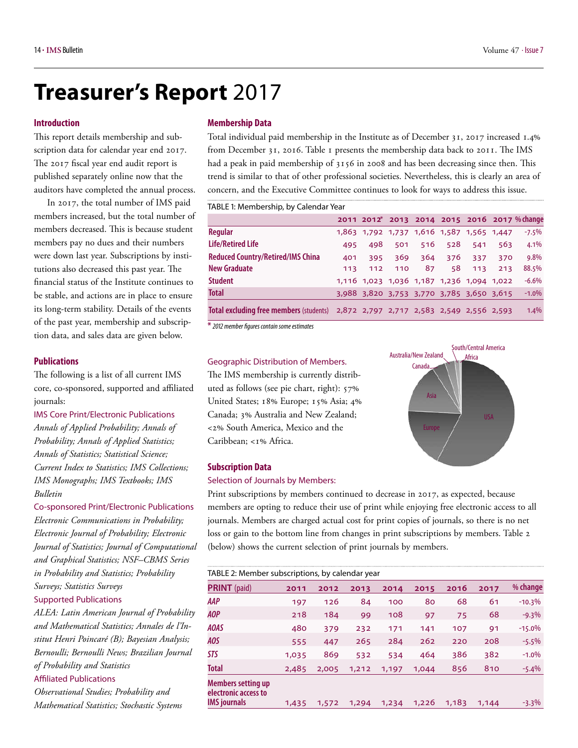# Treasurer's Report 2017

## Introduction

This report details membership and subscription data for calendar year end 2017. The 2017 fiscal year end audit report is published separately online now that the auditors have completed the annual process.

In 2017, the total number of IMS paid members increased, but the total number of members decreased. This is because student members pay no dues and their numbers were down last year. Subscriptions by institutions also decreased this past year. The financial status of the Institute continues to be stable, and actions are in place to ensure its long-term stability. Details of the events of the past year, membership and subscription data, and sales data are given below.

## Publications

The following is a list of all current IMS core, co-sponsored, supported and affiliated journals:

### IMS Core Print/Electronic Publications

*Annals of Applied Probability; Annals of Probability; Annals of Applied Statistics; Annals of Statistics; Statistical Science; Current Index to Statistics; IMS Collections; IMS Monographs; IMS Textbooks; IMS Bulletin*

### Co-sponsored Print/Electronic Publications

*Electronic Communications in Probability; Electronic Journal of Probability; Electronic Journal of Statistics; Journal of Computational and Graphical Statistics; NSF–CBMS Series in Probability and Statistics; Probability Surveys; Statistics Surveys*

### Supported Publications

*ALEA: Latin American Journal of Probability and Mathematical Statistics; Annales de l'Institut Henri Poincaré (B); Bayesian Analysis; Bernoulli; Bernoulli News; Brazilian Journal of Probability and Statistics*

### Affiliated Publications

*Observational Studies; Probability and Mathematical Statistics; Stochastic Systems*

## Membership Data

Total individual paid membership in the Institute as of December 31, 2017 increased 1.4% from December 31, 2016. Table 1 presents the membership data back to 2011. The IMS had a peak in paid membership of 3156 in 2008 and has been decreasing since then. This trend is similar to that of other professional societies. Nevertheless, this is clearly an area of concern, and the Executive Committee continues to look for ways to address this issue.

TABLE 1: Membership, by Calendar Year

| | 2011 | 2012* | 2013 | 2014 | 2015 | 2016 | 2017 | % change |
|---|---|---|---|---|---|---|---|---|
| **Regular** | 1,863 | 1,792 | 1,737 | 1,616 | 1,587 | 1,565 | 1,447 | -7.5% |
| **Life/Retired Life** | 495 | 498 | 501 | 516 | 528 | 541 | 563 | 4.1% |
| **Reduced Country/Retired/IMS China** | 401 | 395 | 369 | 364 | 376 | 337 | 370 | 9.8% |
| **New Graduate** | 113 | 112 | 110 | 87 | 58 | 113 | 213 | 88.5% |
| **Student** | 1,116 | 1,023 | 1,036 | 1,187 | 1,236 | 1,094 | 1,022 | -6.6% |
| **Total** | 3,988 | 3,820 | 3,753 | 3,770 | 3,785 | 3,650 | 3,615 | -1.0% |
| **Total excluding free members** (students) | 2,872 | 2,797 | 2,717 | 2,583 | 2,549 | 2,556 | 2,593 | 1.4% |

\* *2012 member figures contain some estimates*

### Geographic Distribution of Members.

The IMS membership is currently distributed as follows (see pie chart, right): 57% United States; 18% Europe; 15% Asia; 4% Canada; 3% Australia and New Zealand; <2% South America, Mexico and the Caribbean; <1% Africa.

## Subscription Data

### Selection of Journals by Members:

Print subscriptions by members continued to decrease in 2017, as expected, because members are opting to reduce their use of print while enjoying free electronic access to all journals. Members are charged actual cost for print copies of journals, so there is no net loss or gain to the bottom line from changes in print subscriptions by members. Table 2 (below) shows the current selection of print journals by members.

TABLE 2: Member subscriptions, by calendar year

| **PRINT** (paid) | 2011 | 2012 | 2013 | 2014 | 2015 | 2016 | 2017 | % change |
|---|---|---|---|---|---|---|---|---|
| ***AAP*** | 197 | 126 | 84 | 100 | 80 | 68 | 61 | -10.3% |
| ***AOP*** | 218 | 184 | 99 | 108 | 97 | 75 | 68 | -9.3% |
| ***AOAS*** | 480 | 379 | 232 | 171 | 141 | 107 | 91 | -15.0% |
| ***AOS*** | 555 | 447 | 265 | 284 | 262 | 220 | 208 | -5.5% |
| ***STS*** | 1,035 | 869 | 532 | 534 | 464 | 386 | 382 | -1.0% |
| **Total** | 2,485 | 2,005 | 1,212 | 1,197 | 1,044 | 856 | 810 | -5.4% |
| **Members setting up electronic access to IMS journals** | 1,435 | 1,572 | 1,294 | 1,234 | 1,226 | 1,183 | 1,144 | -3.3% |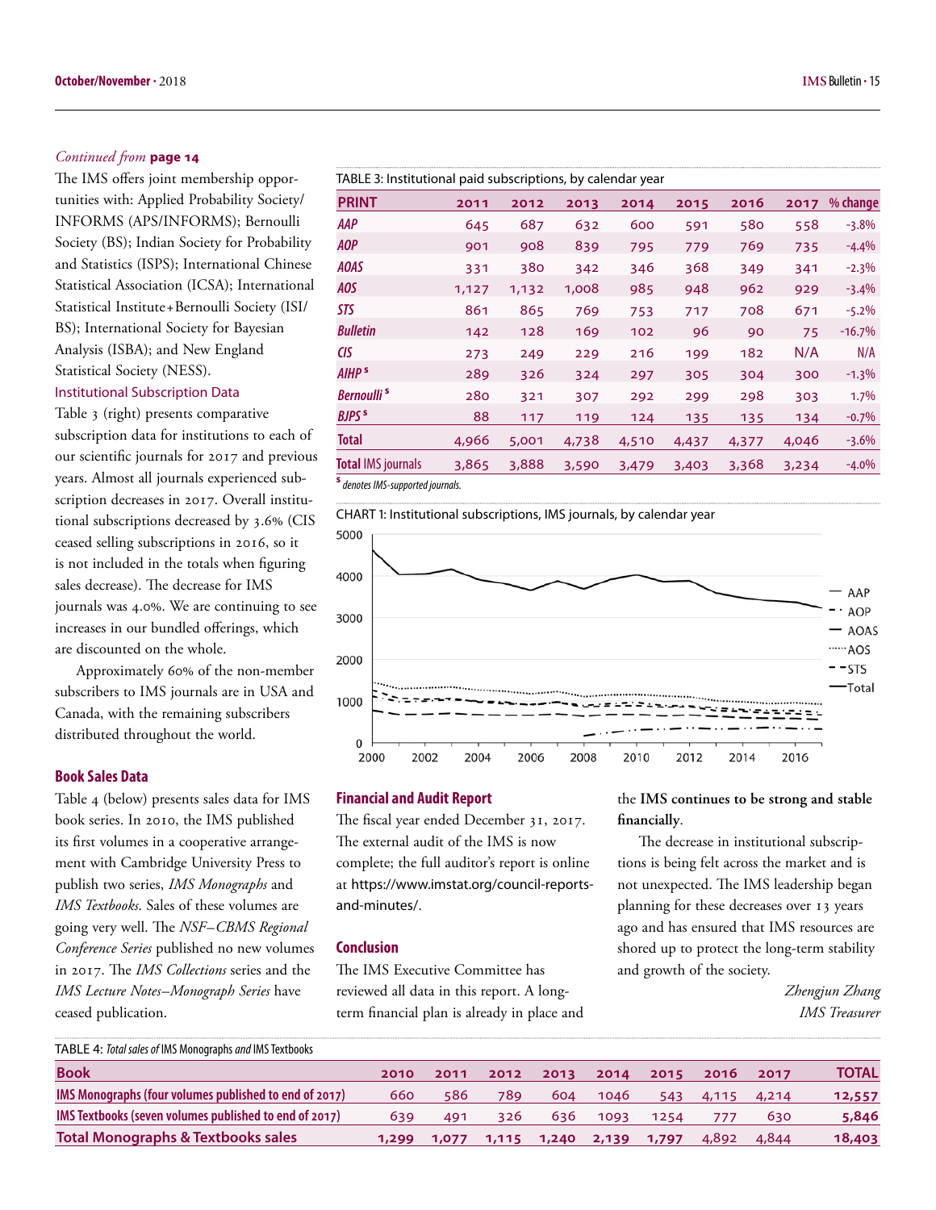*Continued from* **page 14**

The IMS offers joint membership opportunities with: Applied Probability Society/ INFORMS (APS/INFORMS); Bernoulli Society (BS); Indian Society for Probability and Statistics (ISPS); International Chinese Statistical Association (ICSA); International Statistical Institute+Bernoulli Society (ISI/ BS); International Society for Bayesian Analysis (ISBA); and New England Statistical Society (NESS).

### Institutional Subscription Data

Table 3 (right) presents comparative subscription data for institutions to each of our scientific journals for 2017 and previous years. Almost all journals experienced subscription decreases in 2017. Overall institutional subscriptions decreased by 3.6% (CIS ceased selling subscriptions in 2016, so it is not included in the totals when figuring sales decrease). The decrease for IMS journals was 4.0%. We are continuing to see increases in our bundled offerings, which are discounted on the whole.

Approximately 60% of the non-member subscribers to IMS journals are in USA and Canada, with the remaining subscribers distributed throughout the world.

TABLE 3: Institutional paid subscriptions, by calendar year

| PRINT | 2011 | 2012 | 2013 | 2014 | 2015 | 2016 | 2017 | % change |
|---|---|---|---|---|---|---|---|---|
| *AAP* | 645 | 687 | 632 | 600 | 591 | 580 | 558 | -3.8% |
| *AOP* | 901 | 908 | 839 | 795 | 779 | 769 | 735 | -4.4% |
| *AOAS* | 331 | 380 | 342 | 346 | 368 | 349 | 341 | -2.3% |
| *AOS* | 1,127 | 1,132 | 1,008 | 985 | 948 | 962 | 929 | -3.4% |
| *STS* | 861 | 865 | 769 | 753 | 717 | 708 | 671 | -5.2% |
| *Bulletin* | 142 | 128 | 169 | 102 | 96 | 90 | 75 | -16.7% |
| *CIS* | 273 | 249 | 229 | 216 | 199 | 182 | N/A | N/A |
| *AIHP* s | 289 | 326 | 324 | 297 | 305 | 304 | 300 | -1.3% |
| *Bernoulli* s | 280 | 321 | 307 | 292 | 299 | 298 | 303 | 1.7% |
| *BJPS* s | 88 | 117 | 119 | 124 | 135 | 135 | 134 | -0.7% |
| **Total** | 4,966 | 5,001 | 4,738 | 4,510 | 4,437 | 4,377 | 4,046 | -3.6% |
| **Total** IMS journals | 3,865 | 3,888 | 3,590 | 3,479 | 3,403 | 3,368 | 3,234 | -4.0% |

s *denotes IMS-supported journals.*

CHART 1: Institutional subscriptions, IMS journals, by calendar year

### Book Sales Data

Table 4 (below) presents sales data for IMS book series. In 2010, the IMS published its first volumes in a cooperative arrangement with Cambridge University Press to publish two series, *IMS Monographs* and *IMS Textbooks*. Sales of these volumes are going very well. The *NSF–CBMS Regional Conference Series* published no new volumes in 2017. The *IMS Collections* series and the *IMS Lecture Notes–Monograph Series* have ceased publication.

### Financial and Audit Report

The fiscal year ended December 31, 2017. The external audit of the IMS is now complete; the full auditor's report is online at https://www.imstat.org/council-reports-and-minutes/.

### Conclusion

The IMS Executive Committee has reviewed all data in this report. A long-term financial plan is already in place and the **IMS continues to be strong and stable financially**.

The decrease in institutional subscriptions is being felt across the market and is not unexpected. The IMS leadership began planning for these decreases over 13 years ago and has ensured that IMS resources are shored up to protect the long-term stability and growth of the society.

*Zhengjun Zhang*
*IMS Treasurer*

TABLE 4: *Total sales of* IMS Monographs *and* IMS Textbooks

| Book | 2010 | 2011 | 2012 | 2013 | 2014 | 2015 | 2016 | 2017 | TOTAL |
|---|---|---|---|---|---|---|---|---|---|
| IMS Monographs (four volumes published to end of 2017) | 660 | 586 | 789 | 604 | 1046 | 543 | 4,115 | 4,214 | **12,557** |
| IMS Textbooks (seven volumes published to end of 2017) | 639 | 491 | 326 | 636 | 1093 | 1254 | 777 | 630 | **5,846** |
| **Total Monographs & Textbooks sales** | **1,299** | **1,077** | **1,115** | **1,240** | **2,139** | **1,797** | 4,892 | 4,844 | **18,403** |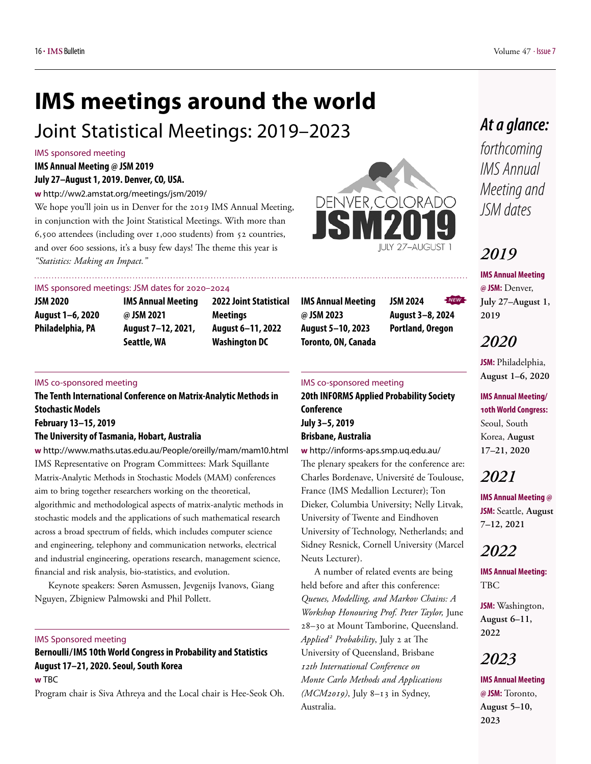# IMS meetings around the world

## Joint Statistical Meetings: 2019–2023

IMS sponsored meeting

**IMS Annual Meeting @ JSM 2019**
**July 27–August 1, 2019. Denver, CO, USA.**

**w** http://ww2.amstat.org/meetings/jsm/2019/

We hope you'll join us in Denver for the 2019 IMS Annual Meeting, in conjunction with the Joint Statistical Meetings. With more than 6,500 attendees (including over 1,000 students) from 52 countries, and over 600 sessions, it's a busy few days! The theme this year is *"Statistics: Making an Impact."*

IMS sponsored meetings: JSM dates for 2020–2024

**JSM 2020**
**August 1–6, 2020**
**Philadelphia, PA**

**IMS Annual Meeting @ JSM 2021**
**August 7–12, 2021, Seattle, WA**

**2022 Joint Statistical Meetings**
**August 6–11, 2022**
**Washington DC**

**IMS Annual Meeting @ JSM 2023**
**August 5–10, 2023**
**Toronto, ON, Canada**

**JSM 2024** NEW
**August 3–8, 2024**
**Portland, Oregon**

---

IMS co-sponsored meeting

**The Tenth International Conference on Matrix-Analytic Methods in Stochastic Models**
**February 13–15, 2019**
**The University of Tasmania, Hobart, Australia**

**w** http://www.maths.utas.edu.au/People/oreilly/mam/mam10.html

IMS Representative on Program Committees: Mark Squillante

Matrix-Analytic Methods in Stochastic Models (MAM) conferences aim to bring together researchers working on the theoretical, algorithmic and methodological aspects of matrix-analytic methods in stochastic models and the applications of such mathematical research across a broad spectrum of fields, which includes computer science and engineering, telephony and communication networks, electrical and industrial engineering, operations research, management science, financial and risk analysis, bio-statistics, and evolution.

Keynote speakers: Søren Asmussen, Jevgenijs Ivanovs, Giang Nguyen, Zbigniew Palmowski and Phil Pollett.

---

IMS Sponsored meeting

**Bernoulli/IMS 10th World Congress in Probability and Statistics**
**August 17–21, 2020. Seoul, South Korea**

**w** TBC

Program chair is Siva Athreya and the Local chair is Hee-Seok Oh.

---

IMS co-sponsored meeting

**20th INFORMS Applied Probability Society Conference**
**July 3–5, 2019**
**Brisbane, Australia**

**w** http://informs-aps.smp.uq.edu.au/

The plenary speakers for the conference are: Charles Bordenave, Université de Toulouse, France (IMS Medallion Lecturer); Ton Dieker, Columbia University; Nelly Litvak, University of Twente and Eindhoven University of Technology, Netherlands; and Sidney Resnick, Cornell University (Marcel Neuts Lecturer).

A number of related events are being held before and after this conference: *Queues, Modelling, and Markov Chains: A Workshop Honouring Prof. Peter Taylor,* June 28–30 at Mount Tamborine, Queensland. *Applied² Probability*, July 2 at The University of Queensland, Brisbane *12th International Conference on Monte Carlo Methods and Applications (MCM2019)*, July 8–13 in Sydney, Australia.

---

## *At a glance:*

*forthcoming IMS Annual Meeting and JSM dates*

### *2019*

**IMS Annual Meeting @ JSM:** Denver, **July 27–August 1, 2019**

### *2020*

**JSM:** Philadelphia, **August 1–6, 2020**

**IMS Annual Meeting/ 10th World Congress:** Seoul, South Korea, **August 17–21, 2020**

### *2021*

**IMS Annual Meeting @ JSM:** Seattle, **August 7–12, 2021**

### *2022*

**IMS Annual Meeting:** TBC

**JSM:** Washington, **August 6–11, 2022**

### *2023*

**IMS Annual Meeting @ JSM:** Toronto, **August 5–10, 2023**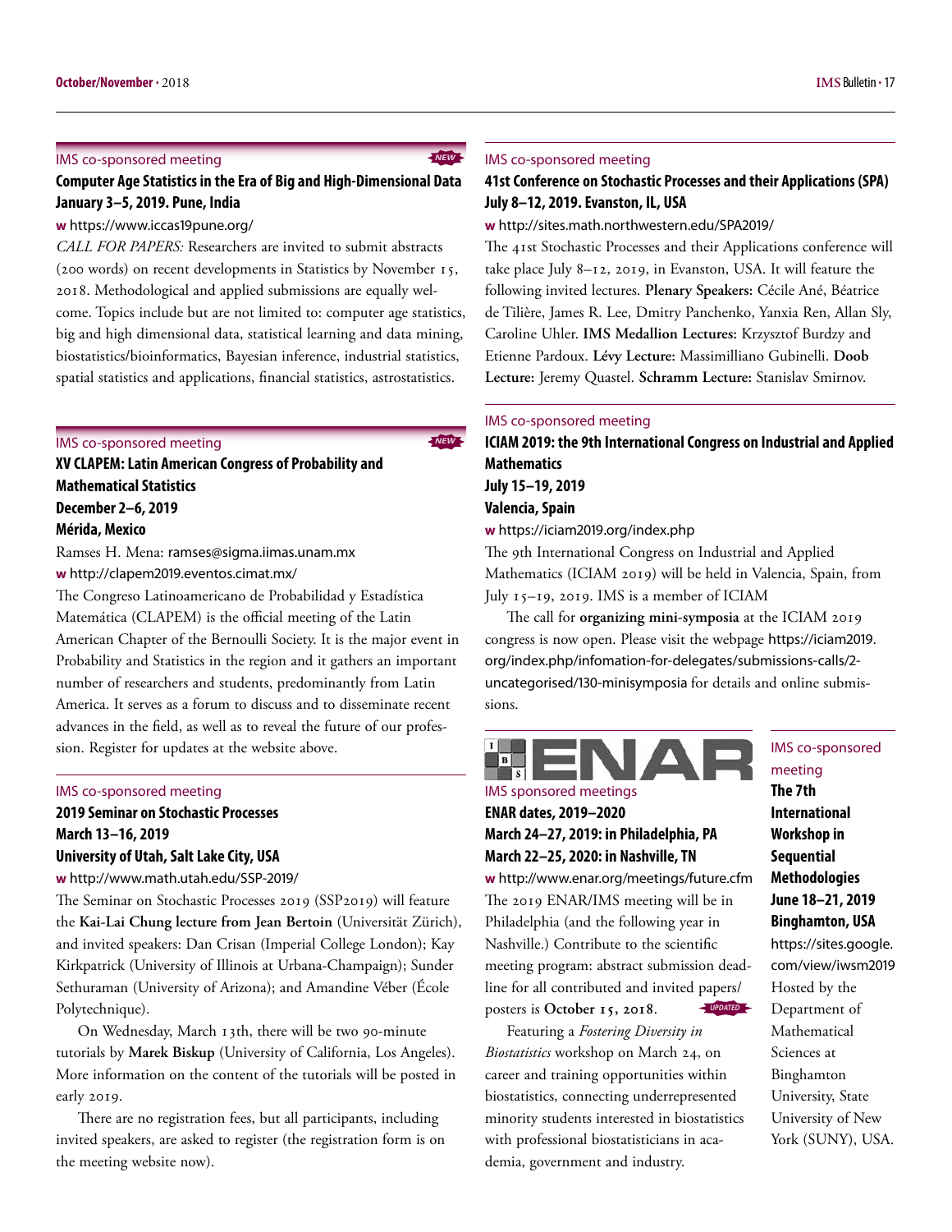IMS co-sponsored meeting

NEW

## Computer Age Statistics in the Era of Big and High-Dimensional Data January 3–5, 2019. Pune, India

**w** https://www.iccas19pune.org/

*CALL FOR PAPERS:* Researchers are invited to submit abstracts (200 words) on recent developments in Statistics by November 15, 2018. Methodological and applied submissions are equally welcome. Topics include but are not limited to: computer age statistics, big and high dimensional data, statistical learning and data mining, biostatistics/bioinformatics, Bayesian inference, industrial statistics, spatial statistics and applications, financial statistics, astrostatistics.

IMS co-sponsored meeting

NEW

## XV CLAPEM: Latin American Congress of Probability and Mathematical Statistics December 2–6, 2019 Mérida, Mexico

Ramses H. Mena: ramses@sigma.iimas.unam.mx

**w** http://clapem2019.eventos.cimat.mx/

The Congreso Latinoamericano de Probabilidad y Estadística Matemática (CLAPEM) is the official meeting of the Latin American Chapter of the Bernoulli Society. It is the major event in Probability and Statistics in the region and it gathers an important number of researchers and students, predominantly from Latin America. It serves as a forum to discuss and to disseminate recent advances in the field, as well as to reveal the future of our profession. Register for updates at the website above.

IMS co-sponsored meeting

## 2019 Seminar on Stochastic Processes March 13–16, 2019 University of Utah, Salt Lake City, USA

**w** http://www.math.utah.edu/SSP-2019/

The Seminar on Stochastic Processes 2019 (SSP2019) will feature the **Kai-Lai Chung lecture from Jean Bertoin** (Universität Zürich), and invited speakers: Dan Crisan (Imperial College London); Kay Kirkpatrick (University of Illinois at Urbana-Champaign); Sunder Sethuraman (University of Arizona); and Amandine Véber (École Polytechnique).

On Wednesday, March 13th, there will be two 90-minute tutorials by **Marek Biskup** (University of California, Los Angeles). More information on the content of the tutorials will be posted in early 2019.

There are no registration fees, but all participants, including invited speakers, are asked to register (the registration form is on the meeting website now).

IMS co-sponsored meeting

## 41st Conference on Stochastic Processes and their Applications (SPA) July 8–12, 2019. Evanston, IL, USA

**w** http://sites.math.northwestern.edu/SPA2019/

The 41st Stochastic Processes and their Applications conference will take place July 8–12, 2019, in Evanston, USA. It will feature the following invited lectures. **Plenary Speakers:** Cécile Ané, Béatrice de Tilière, James R. Lee, Dmitry Panchenko, Yanxia Ren, Allan Sly, Caroline Uhler. **IMS Medallion Lectures:** Krzysztof Burdzy and Etienne Pardoux. **Lévy Lecture:** Massimilliano Gubinelli. **Doob Lecture:** Jeremy Quastel. **Schramm Lecture:** Stanislav Smirnov.

IMS co-sponsored meeting

## ICIAM 2019: the 9th International Congress on Industrial and Applied Mathematics July 15–19, 2019 Valencia, Spain

**w** https://iciam2019.org/index.php

The 9th International Congress on Industrial and Applied Mathematics (ICIAM 2019) will be held in Valencia, Spain, from July 15–19, 2019. IMS is a member of ICIAM

The call for **organizing mini-symposia** at the ICIAM 2019 congress is now open. Please visit the webpage https://iciam2019.org/index.php/infomation-for-delegates/submissions-calls/2-uncategorised/130-minisymposia for details and online submissions.

ENAR

IMS sponsored meetings

## ENAR dates, 2019–2020 March 24–27, 2019: in Philadelphia, PA March 22–25, 2020: in Nashville, TN

**w** http://www.enar.org/meetings/future.cfm

The 2019 ENAR/IMS meeting will be in Philadelphia (and the following year in Nashville.) Contribute to the scientific meeting program: abstract submission deadline for all contributed and invited papers/posters is **October 15, 2018**. UPDATED

Featuring a *Fostering Diversity in Biostatistics* workshop on March 24, on career and training opportunities within biostatistics, connecting underrepresented minority students interested in biostatistics with professional biostatisticians in academia, government and industry.

IMS co-sponsored meeting

## The 7th International Workshop in Sequential Methodologies June 18–21, 2019 Binghamton, USA

https://sites.google.com/view/iwsm2019

Hosted by the Department of Mathematical Sciences at Binghamton University, State University of New York (SUNY), USA.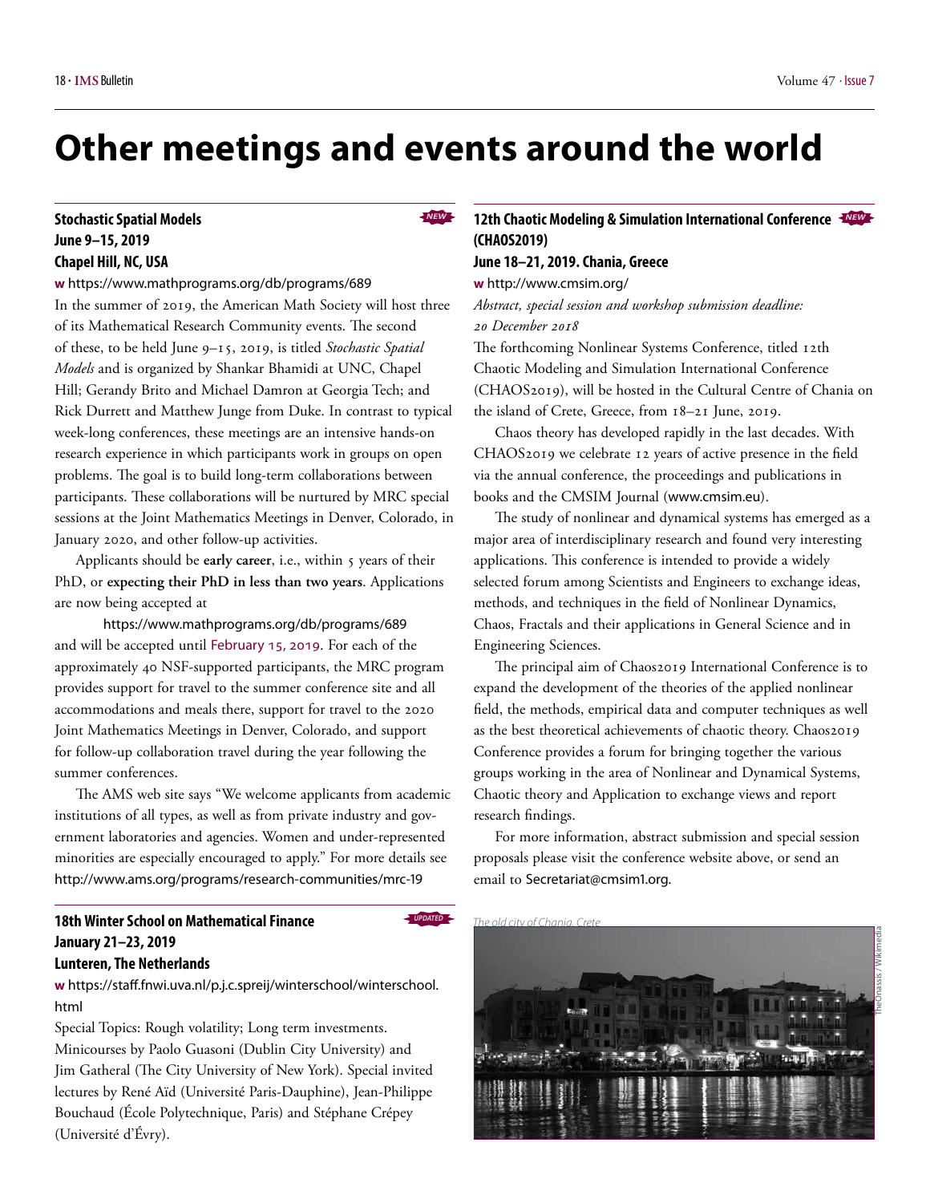// Other meetings and events around the world

# Other meetings and events around the world

### Stochastic Spatial Models
**June 9–15, 2019**
**Chapel Hill, NC, USA**

NEW

**w** https://www.mathprograms.org/db/programs/689

In the summer of 2019, the American Math Society will host three of its Mathematical Research Community events. The second of these, to be held June 9–15, 2019, is titled *Stochastic Spatial Models* and is organized by Shankar Bhamidi at UNC, Chapel Hill; Gerandy Brito and Michael Damron at Georgia Tech; and Rick Durrett and Matthew Junge from Duke. In contrast to typical week-long conferences, these meetings are an intensive hands-on research experience in which participants work in groups on open problems. The goal is to build long-term collaborations between participants. These collaborations will be nurtured by MRC special sessions at the Joint Mathematics Meetings in Denver, Colorado, in January 2020, and other follow-up activities.

Applicants should be **early career**, i.e., within 5 years of their PhD, or **expecting their PhD in less than two years**. Applications are now being accepted at

https://www.mathprograms.org/db/programs/689

and will be accepted until February 15, 2019. For each of the approximately 40 NSF-supported participants, the MRC program provides support for travel to the summer conference site and all accommodations and meals there, support for travel to the 2020 Joint Mathematics Meetings in Denver, Colorado, and support for follow-up collaboration travel during the year following the summer conferences.

The AMS web site says "We welcome applicants from academic institutions of all types, as well as from private industry and government laboratories and agencies. Women and under-represented minorities are especially encouraged to apply." For more details see http://www.ams.org/programs/research-communities/mrc-19

### 18th Winter School on Mathematical Finance
**January 21–23, 2019**
**Lunteren, The Netherlands**

UPDATED

**w** https://staff.fnwi.uva.nl/p.j.c.spreij/winterschool/winterschool.html

Special Topics: Rough volatility; Long term investments. Minicourses by Paolo Guasoni (Dublin City University) and Jim Gatheral (The City University of New York). Special invited lectures by René Aïd (Université Paris-Dauphine), Jean-Philippe Bouchaud (École Polytechnique, Paris) and Stéphane Crépey (Université d'Évry).

### 12th Chaotic Modeling & Simulation International Conference (CHAOS2019)
**June 18–21, 2019. Chania, Greece**

NEW

**w** http://www.cmsim.org/

*Abstract, special session and workshop submission deadline: 20 December 2018*

The forthcoming Nonlinear Systems Conference, titled 12th Chaotic Modeling and Simulation International Conference (CHAOS2019), will be hosted in the Cultural Centre of Chania on the island of Crete, Greece, from 18–21 June, 2019.

Chaos theory has developed rapidly in the last decades. With CHAOS2019 we celebrate 12 years of active presence in the field via the annual conference, the proceedings and publications in books and the CMSIM Journal (www.cmsim.eu).

The study of nonlinear and dynamical systems has emerged as a major area of interdisciplinary research and found very interesting applications. This conference is intended to provide a widely selected forum among Scientists and Engineers to exchange ideas, methods, and techniques in the field of Nonlinear Dynamics, Chaos, Fractals and their applications in General Science and in Engineering Sciences.

The principal aim of Chaos2019 International Conference is to expand the development of the theories of the applied nonlinear field, the methods, empirical data and computer techniques as well as the best theoretical achievements of chaotic theory. Chaos2019 Conference provides a forum for bringing together the various groups working in the area of Nonlinear and Dynamical Systems, Chaotic theory and Application to exchange views and report research findings.

For more information, abstract submission and special session proposals please visit the conference website above, or send an email to Secretariat@cmsim1.org.

*The old city of Chania, Crete*

TheOnassis / Wikimedia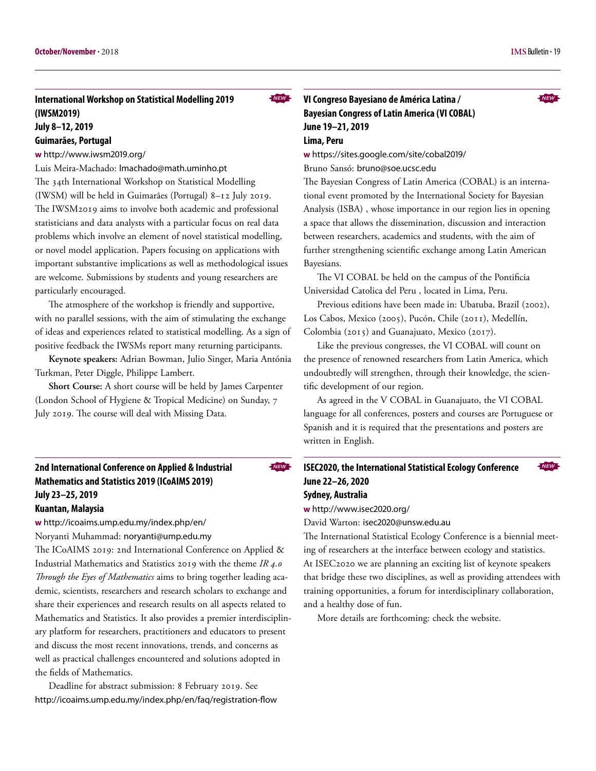## International Workshop on Statistical Modelling 2019 (IWSM2019)
## July 8–12, 2019
## Guimarães, Portugal

NEW

**w** http://www.iwsm2019.org/

Luis Meira-Machado: lmachado@math.uminho.pt

The 34th International Workshop on Statistical Modelling (IWSM) will be held in Guimarães (Portugal) 8–12 July 2019. The IWSM2019 aims to involve both academic and professional statisticians and data analysts with a particular focus on real data problems which involve an element of novel statistical modelling, or novel model application. Papers focusing on applications with important substantive implications as well as methodological issues are welcome. Submissions by students and young researchers are particularly encouraged.

The atmosphere of the workshop is friendly and supportive, with no parallel sessions, with the aim of stimulating the exchange of ideas and experiences related to statistical modelling. As a sign of positive feedback the IWSMs report many returning participants.

**Keynote speakers:** Adrian Bowman, Julio Singer, Maria Antónia Turkman, Peter Diggle, Philippe Lambert.

**Short Course:** A short course will be held by James Carpenter (London School of Hygiene & Tropical Medicine) on Sunday, 7 July 2019. The course will deal with Missing Data.

## 2nd International Conference on Applied & Industrial Mathematics and Statistics 2019 (ICoAIMS 2019)
## July 23–25, 2019
## Kuantan, Malaysia

NEW

**w** http://icoaims.ump.edu.my/index.php/en/

Noryanti Muhammad: noryanti@ump.edu.my

The ICoAIMS 2019: 2nd International Conference on Applied & Industrial Mathematics and Statistics 2019 with the theme *IR 4.0 Through the Eyes of Mathematics* aims to bring together leading academic, scientists, researchers and research scholars to exchange and share their experiences and research results on all aspects related to Mathematics and Statistics. It also provides a premier interdisciplinary platform for researchers, practitioners and educators to present and discuss the most recent innovations, trends, and concerns as well as practical challenges encountered and solutions adopted in the fields of Mathematics.

Deadline for abstract submission: 8 February 2019. See http://icoaims.ump.edu.my/index.php/en/faq/registration-flow

## VI Congreso Bayesiano de América Latina / Bayesian Congress of Latin America (VI COBAL)
## June 19–21, 2019
## Lima, Peru

NEW

**w** https://sites.google.com/site/cobal2019/

Bruno Sansó: bruno@soe.ucsc.edu

The Bayesian Congress of Latin America (COBAL) is an international event promoted by the International Society for Bayesian Analysis (ISBA) , whose importance in our region lies in opening a space that allows the dissemination, discussion and interaction between researchers, academics and students, with the aim of further strengthening scientific exchange among Latin American Bayesians.

The VI COBAL be held on the campus of the Pontificia Universidad Catolica del Peru , located in Lima, Peru.

Previous editions have been made in: Ubatuba, Brazil (2002), Los Cabos, Mexico (2005), Pucón, Chile (2011), Medellín, Colombia (2015) and Guanajuato, Mexico (2017).

Like the previous congresses, the VI COBAL will count on the presence of renowned researchers from Latin America, which undoubtedly will strengthen, through their knowledge, the scientific development of our region.

As agreed in the V COBAL in Guanajuato, the VI COBAL language for all conferences, posters and courses are Portuguese or Spanish and it is required that the presentations and posters are written in English.

## ISEC2020, the International Statistical Ecology Conference
## June 22–26, 2020
## Sydney, Australia

NEW

**w** http://www.isec2020.org/

David Warton: isec2020@unsw.edu.au

The International Statistical Ecology Conference is a biennial meeting of researchers at the interface between ecology and statistics. At ISEC2020 we are planning an exciting list of keynote speakers that bridge these two disciplines, as well as providing attendees with training opportunities, a forum for interdisciplinary collaboration, and a healthy dose of fun.

More details are forthcoming: check the website.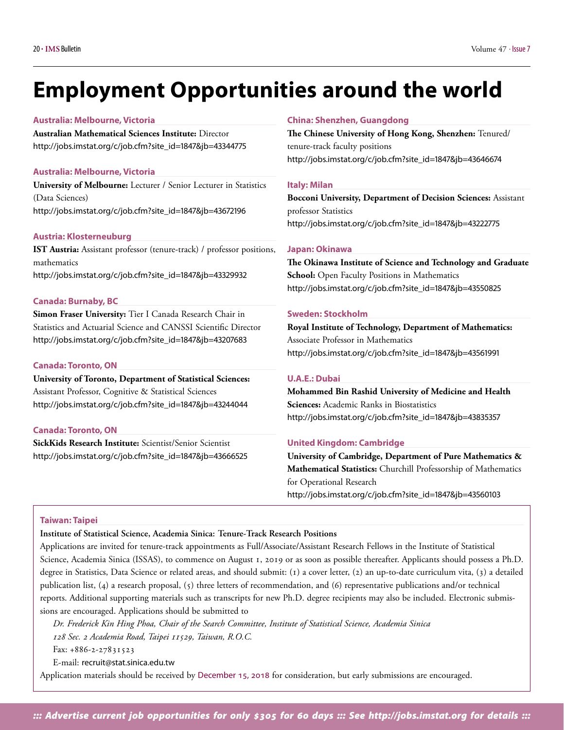# Employment Opportunities around the world

### Australia: Melbourne, Victoria

**Australian Mathematical Sciences Institute:** Director
http://jobs.imstat.org/c/job.cfm?site_id=1847&jb=43344775

### Australia: Melbourne, Victoria

**University of Melbourne:** Lecturer / Senior Lecturer in Statistics (Data Sciences)
http://jobs.imstat.org/c/job.cfm?site_id=1847&jb=43672196

### Austria: Klosterneuburg

**IST Austria:** Assistant professor (tenure-track) / professor positions, mathematics
http://jobs.imstat.org/c/job.cfm?site_id=1847&jb=43329932

### Canada: Burnaby, BC

**Simon Fraser University:** Tier I Canada Research Chair in Statistics and Actuarial Science and CANSSI Scientific Director
http://jobs.imstat.org/c/job.cfm?site_id=1847&jb=43207683

### Canada: Toronto, ON

**University of Toronto, Department of Statistical Sciences:** Assistant Professor, Cognitive & Statistical Sciences
http://jobs.imstat.org/c/job.cfm?site_id=1847&jb=43244044

### Canada: Toronto, ON

**SickKids Research Institute:** Scientist/Senior Scientist
http://jobs.imstat.org/c/job.cfm?site_id=1847&jb=43666525

### China: Shenzhen, Guangdong

**The Chinese University of Hong Kong, Shenzhen:** Tenured/ tenure-track faculty positions
http://jobs.imstat.org/c/job.cfm?site_id=1847&jb=43646674

### Italy: Milan

**Bocconi University, Department of Decision Sciences:** Assistant professor Statistics
http://jobs.imstat.org/c/job.cfm?site_id=1847&jb=43222775

### Japan: Okinawa

**The Okinawa Institute of Science and Technology and Graduate School:** Open Faculty Positions in Mathematics
http://jobs.imstat.org/c/job.cfm?site_id=1847&jb=43550825

### Sweden: Stockholm

**Royal Institute of Technology, Department of Mathematics:** Associate Professor in Mathematics
http://jobs.imstat.org/c/job.cfm?site_id=1847&jb=43561991

### U.A.E.: Dubai

**Mohammed Bin Rashid University of Medicine and Health Sciences:** Academic Ranks in Biostatistics
http://jobs.imstat.org/c/job.cfm?site_id=1847&jb=43835357

### United Kingdom: Cambridge

**University of Cambridge, Department of Pure Mathematics & Mathematical Statistics:** Churchill Professorship of Mathematics for Operational Research
http://jobs.imstat.org/c/job.cfm?site_id=1847&jb=43560103

### Taiwan: Taipei

**Institute of Statistical Science, Academia Sinica: Tenure-Track Research Positions**

Applications are invited for tenure-track appointments as Full/Associate/Assistant Research Fellows in the Institute of Statistical Science, Academia Sinica (ISSAS), to commence on August 1, 2019 or as soon as possible thereafter. Applicants should possess a Ph.D. degree in Statistics, Data Science or related areas, and should submit: (1) a cover letter, (2) an up-to-date curriculum vita, (3) a detailed publication list, (4) a research proposal, (5) three letters of recommendation, and (6) representative publications and/or technical reports. Additional supporting materials such as transcripts for new Ph.D. degree recipients may also be included. Electronic submissions are encouraged. Applications should be submitted to

*Dr. Frederick Kin Hing Phoa, Chair of the Search Committee, Institute of Statistical Science, Academia Sinica*
*128 Sec. 2 Academia Road, Taipei 11529, Taiwan, R.O.C.*
Fax: +886-2-27831523
E-mail: recruit@stat.sinica.edu.tw

Application materials should be received by December 15, 2018 for consideration, but early submissions are encouraged.

*::: Advertise current job opportunities for only $305 for 60 days ::: See http://jobs.imstat.org for details :::*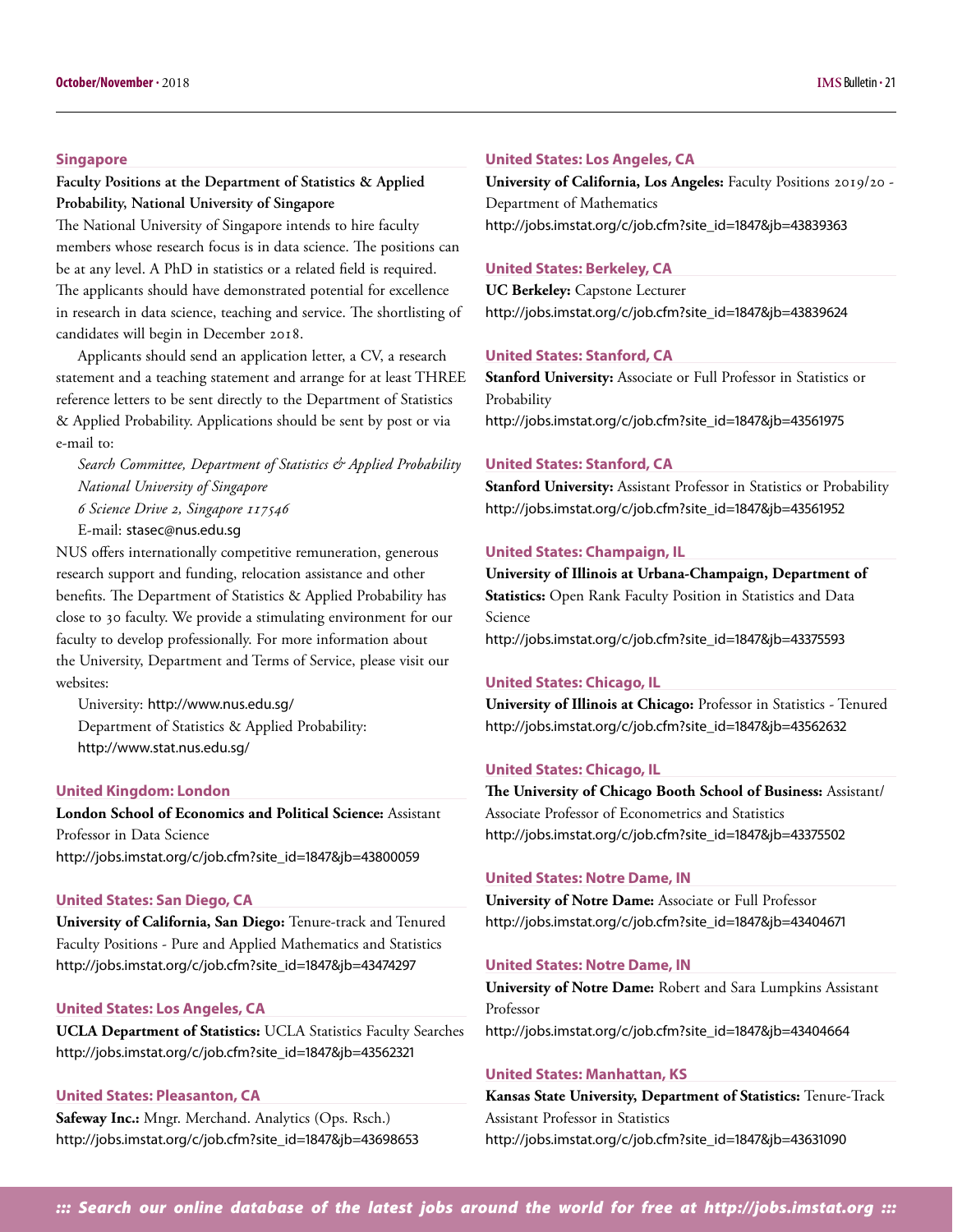### Singapore

**Faculty Positions at the Department of Statistics & Applied Probability, National University of Singapore**

The National University of Singapore intends to hire faculty members whose research focus is in data science. The positions can be at any level. A PhD in statistics or a related field is required. The applicants should have demonstrated potential for excellence in research in data science, teaching and service. The shortlisting of candidates will begin in December 2018.

Applicants should send an application letter, a CV, a research statement and a teaching statement and arrange for at least THREE reference letters to be sent directly to the Department of Statistics & Applied Probability. Applications should be sent by post or via e-mail to:

*Search Committee, Department of Statistics & Applied Probability*
*National University of Singapore*
*6 Science Drive 2, Singapore 117546*
E-mail: stasec@nus.edu.sg

NUS offers internationally competitive remuneration, generous research support and funding, relocation assistance and other benefits. The Department of Statistics & Applied Probability has close to 30 faculty. We provide a stimulating environment for our faculty to develop professionally. For more information about the University, Department and Terms of Service, please visit our websites:

University: http://www.nus.edu.sg/
Department of Statistics & Applied Probability: http://www.stat.nus.edu.sg/

### United Kingdom: London

**London School of Economics and Political Science:** Assistant Professor in Data Science
http://jobs.imstat.org/c/job.cfm?site_id=1847&jb=43800059

### United States: San Diego, CA

**University of California, San Diego:** Tenure-track and Tenured Faculty Positions - Pure and Applied Mathematics and Statistics
http://jobs.imstat.org/c/job.cfm?site_id=1847&jb=43474297

### United States: Los Angeles, CA

**UCLA Department of Statistics:** UCLA Statistics Faculty Searches
http://jobs.imstat.org/c/job.cfm?site_id=1847&jb=43562321

### United States: Pleasanton, CA

**Safeway Inc.:** Mngr. Merchand. Analytics (Ops. Rsch.)
http://jobs.imstat.org/c/job.cfm?site_id=1847&jb=43698653

### United States: Los Angeles, CA

**University of California, Los Angeles:** Faculty Positions 2019/20 - Department of Mathematics
http://jobs.imstat.org/c/job.cfm?site_id=1847&jb=43839363

### United States: Berkeley, CA

**UC Berkeley:** Capstone Lecturer
http://jobs.imstat.org/c/job.cfm?site_id=1847&jb=43839624

### United States: Stanford, CA

**Stanford University:** Associate or Full Professor in Statistics or Probability
http://jobs.imstat.org/c/job.cfm?site_id=1847&jb=43561975

### United States: Stanford, CA

**Stanford University:** Assistant Professor in Statistics or Probability
http://jobs.imstat.org/c/job.cfm?site_id=1847&jb=43561952

### United States: Champaign, IL

**University of Illinois at Urbana-Champaign, Department of Statistics:** Open Rank Faculty Position in Statistics and Data Science
http://jobs.imstat.org/c/job.cfm?site_id=1847&jb=43375593

### United States: Chicago, IL

**University of Illinois at Chicago:** Professor in Statistics - Tenured
http://jobs.imstat.org/c/job.cfm?site_id=1847&jb=43562632

### United States: Chicago, IL

**The University of Chicago Booth School of Business:** Assistant/Associate Professor of Econometrics and Statistics
http://jobs.imstat.org/c/job.cfm?site_id=1847&jb=43375502

### United States: Notre Dame, IN

**University of Notre Dame:** Associate or Full Professor
http://jobs.imstat.org/c/job.cfm?site_id=1847&jb=43404671

### United States: Notre Dame, IN

**University of Notre Dame:** Robert and Sara Lumpkins Assistant Professor
http://jobs.imstat.org/c/job.cfm?site_id=1847&jb=43404664

### United States: Manhattan, KS

**Kansas State University, Department of Statistics:** Tenure-Track Assistant Professor in Statistics
http://jobs.imstat.org/c/job.cfm?site_id=1847&jb=43631090

*::: Search our online database of the latest jobs around the world for free at http://jobs.imstat.org :::*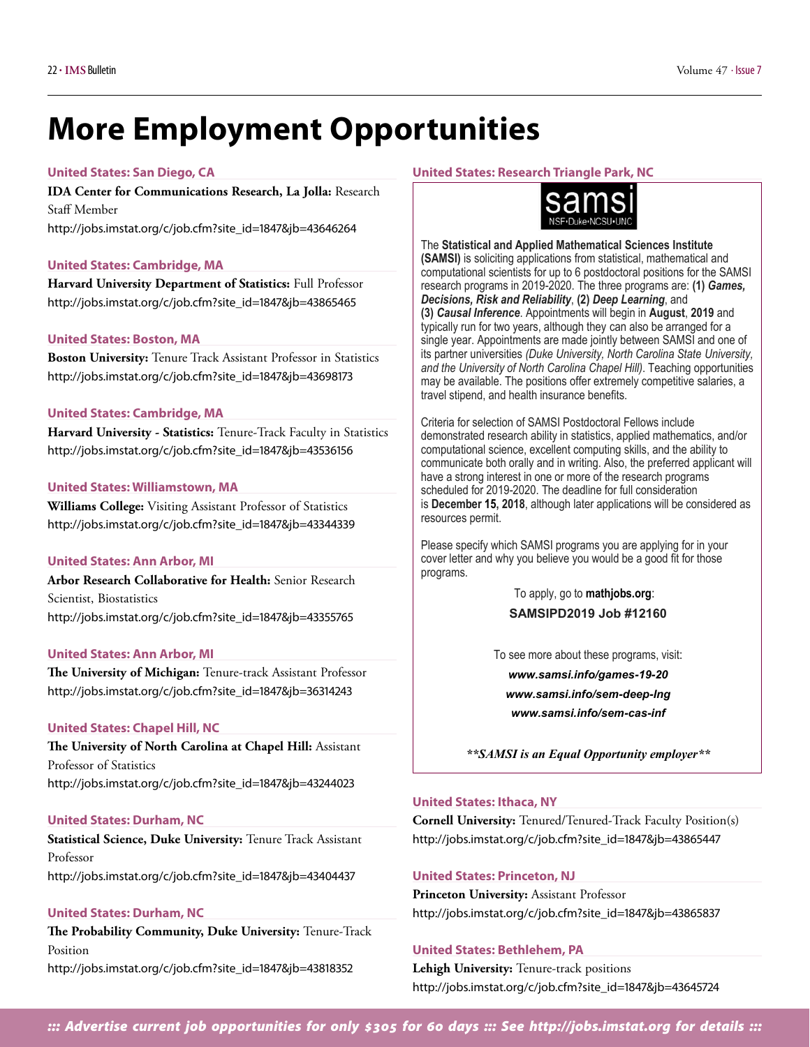# More Employment Opportunities

**United States: San Diego, CA**

**IDA Center for Communications Research, La Jolla:** Research Staff Member
http://jobs.imstat.org/c/job.cfm?site_id=1847&jb=43646264

**United States: Cambridge, MA**

**Harvard University Department of Statistics:** Full Professor
http://jobs.imstat.org/c/job.cfm?site_id=1847&jb=43865465

**United States: Boston, MA**

**Boston University:** Tenure Track Assistant Professor in Statistics
http://jobs.imstat.org/c/job.cfm?site_id=1847&jb=43698173

**United States: Cambridge, MA**

**Harvard University - Statistics:** Tenure-Track Faculty in Statistics
http://jobs.imstat.org/c/job.cfm?site_id=1847&jb=43536156

**United States: Williamstown, MA**

**Williams College:** Visiting Assistant Professor of Statistics
http://jobs.imstat.org/c/job.cfm?site_id=1847&jb=43344339

**United States: Ann Arbor, MI**

**Arbor Research Collaborative for Health:** Senior Research Scientist, Biostatistics
http://jobs.imstat.org/c/job.cfm?site_id=1847&jb=43355765

**United States: Ann Arbor, MI**

**The University of Michigan:** Tenure-track Assistant Professor
http://jobs.imstat.org/c/job.cfm?site_id=1847&jb=36314243

**United States: Chapel Hill, NC**

**The University of North Carolina at Chapel Hill:** Assistant Professor of Statistics
http://jobs.imstat.org/c/job.cfm?site_id=1847&jb=43244023

**United States: Durham, NC**

**Statistical Science, Duke University:** Tenure Track Assistant Professor
http://jobs.imstat.org/c/job.cfm?site_id=1847&jb=43404437

**United States: Durham, NC**

**The Probability Community, Duke University:** Tenure-Track Position
http://jobs.imstat.org/c/job.cfm?site_id=1847&jb=43818352

**United States: Research Triangle Park, NC**

samsi
NSF•Duke•NCSU•UNC

The **Statistical and Applied Mathematical Sciences Institute (SAMSI)** is soliciting applications from statistical, mathematical and computational scientists for up to 6 postdoctoral positions for the SAMSI research programs in 2019-2020. The three programs are: **(1) *Games, Decisions, Risk and Reliability***, **(2) *Deep Learning***, and **(3) *Causal Inference***. Appointments will begin in **August**, **2019** and typically run for two years, although they can also be arranged for a single year. Appointments are made jointly between SAMSI and one of its partner universities *(Duke University, North Carolina State University, and the University of North Carolina Chapel Hill)*. Teaching opportunities may be available. The positions offer extremely competitive salaries, a travel stipend, and health insurance benefits.

Criteria for selection of SAMSI Postdoctoral Fellows include demonstrated research ability in statistics, applied mathematics, and/or computational science, excellent computing skills, and the ability to communicate both orally and in writing. Also, the preferred applicant will have a strong interest in one or more of the research programs scheduled for 2019-2020. The deadline for full consideration is **December 15**, **2018**, although later applications will be considered as resources permit.

Please specify which SAMSI programs you are applying for in your cover letter and why you believe you would be a good fit for those programs.

To apply, go to **mathjobs.org**:
**SAMSIPD2019 Job #12160**

To see more about these programs, visit:
***www.samsi.info/games-19-20***
***www.samsi.info/sem-deep-lng***
***www.samsi.info/sem-cas-inf***

***\*\*SAMSI is an Equal Opportunity employer\*\****

**United States: Ithaca, NY**

**Cornell University:** Tenured/Tenured-Track Faculty Position(s)
http://jobs.imstat.org/c/job.cfm?site_id=1847&jb=43865447

**United States: Princeton, NJ**

**Princeton University:** Assistant Professor
http://jobs.imstat.org/c/job.cfm?site_id=1847&jb=43865837

**United States: Bethlehem, PA**

**Lehigh University:** Tenure-track positions
http://jobs.imstat.org/c/job.cfm?site_id=1847&jb=43645724

*::: Advertise current job opportunities for only $305 for 60 days ::: See http://jobs.imstat.org for details :::*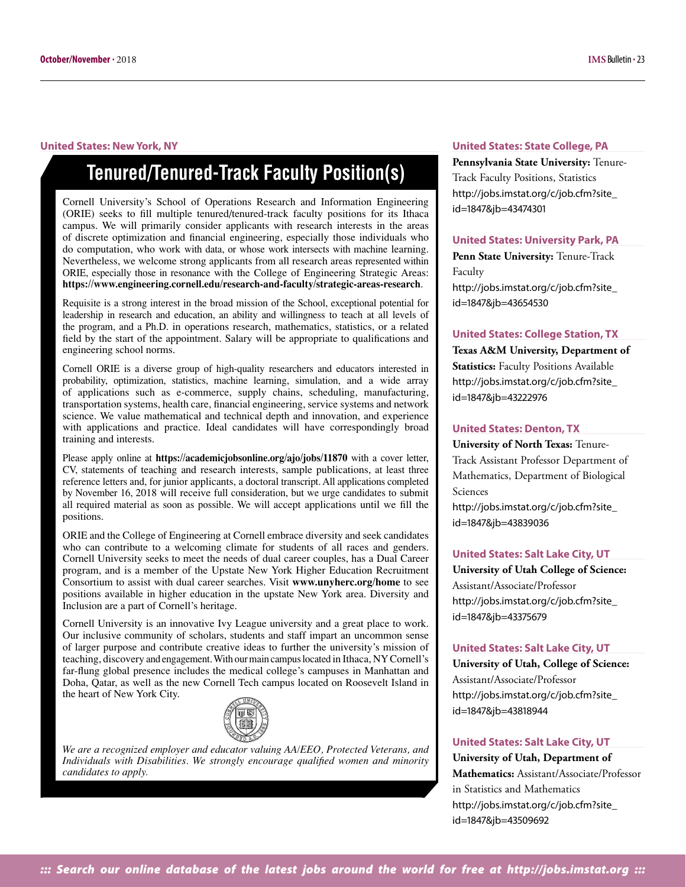### United States: New York, NY

## Tenured/Tenured-Track Faculty Position(s)

Cornell University's School of Operations Research and Information Engineering (ORIE) seeks to fill multiple tenured/tenured-track faculty positions for its Ithaca campus. We will primarily consider applicants with research interests in the areas of discrete optimization and financial engineering, especially those individuals who do computation, who work with data, or whose work intersects with machine learning. Nevertheless, we welcome strong applicants from all research areas represented within ORIE, especially those in resonance with the College of Engineering Strategic Areas: **https://www.engineering.cornell.edu/research-and-faculty/strategic-areas-research**.

Requisite is a strong interest in the broad mission of the School, exceptional potential for leadership in research and education, an ability and willingness to teach at all levels of the program, and a Ph.D. in operations research, mathematics, statistics, or a related field by the start of the appointment. Salary will be appropriate to qualifications and engineering school norms.

Cornell ORIE is a diverse group of high-quality researchers and educators interested in probability, optimization, statistics, machine learning, simulation, and a wide array of applications such as e-commerce, supply chains, scheduling, manufacturing, transportation systems, health care, financial engineering, service systems and network science. We value mathematical and technical depth and innovation, and experience with applications and practice. Ideal candidates will have correspondingly broad training and interests.

Please apply online at **https://academicjobsonline.org/ajo/jobs/11870** with a cover letter, CV, statements of teaching and research interests, sample publications, at least three reference letters and, for junior applicants, a doctoral transcript. All applications completed by November 16, 2018 will receive full consideration, but we urge candidates to submit all required material as soon as possible. We will accept applications until we fill the positions.

ORIE and the College of Engineering at Cornell embrace diversity and seek candidates who can contribute to a welcoming climate for students of all races and genders. Cornell University seeks to meet the needs of dual career couples, has a Dual Career program, and is a member of the Upstate New York Higher Education Recruitment Consortium to assist with dual career searches. Visit **www.unyherc.org/home** to see positions available in higher education in the upstate New York area. Diversity and Inclusion are a part of Cornell's heritage.

Cornell University is an innovative Ivy League university and a great place to work. Our inclusive community of scholars, students and staff impart an uncommon sense of larger purpose and contribute creative ideas to further the university's mission of teaching, discovery and engagement. With our main campus located in Ithaca, NY Cornell's far-flung global presence includes the medical college's campuses in Manhattan and Doha, Qatar, as well as the new Cornell Tech campus located on Roosevelt Island in the heart of New York City.

*We are a recognized employer and educator valuing AA/EEO, Protected Veterans, and Individuals with Disabilities. We strongly encourage qualified women and minority candidates to apply.*

### United States: State College, PA

**Pennsylvania State University:** Tenure-Track Faculty Positions, Statistics
http://jobs.imstat.org/c/job.cfm?site_id=1847&jb=43474301

### United States: University Park, PA

**Penn State University:** Tenure-Track Faculty
http://jobs.imstat.org/c/job.cfm?site_id=1847&jb=43654530

### United States: College Station, TX

**Texas A&M University, Department of Statistics:** Faculty Positions Available
http://jobs.imstat.org/c/job.cfm?site_id=1847&jb=43222976

### United States: Denton, TX

**University of North Texas:** Tenure-Track Assistant Professor Department of Mathematics, Department of Biological Sciences
http://jobs.imstat.org/c/job.cfm?site_id=1847&jb=43839036

### United States: Salt Lake City, UT

**University of Utah College of Science:** Assistant/Associate/Professor
http://jobs.imstat.org/c/job.cfm?site_id=1847&jb=43375679

### United States: Salt Lake City, UT

**University of Utah, College of Science:** Assistant/Associate/Professor
http://jobs.imstat.org/c/job.cfm?site_id=1847&jb=43818944

### United States: Salt Lake City, UT

**University of Utah, Department of Mathematics:** Assistant/Associate/Professor in Statistics and Mathematics
http://jobs.imstat.org/c/job.cfm?site_id=1847&jb=43509692

*::: Search our online database of the latest jobs around the world for free at http://jobs.imstat.org :::*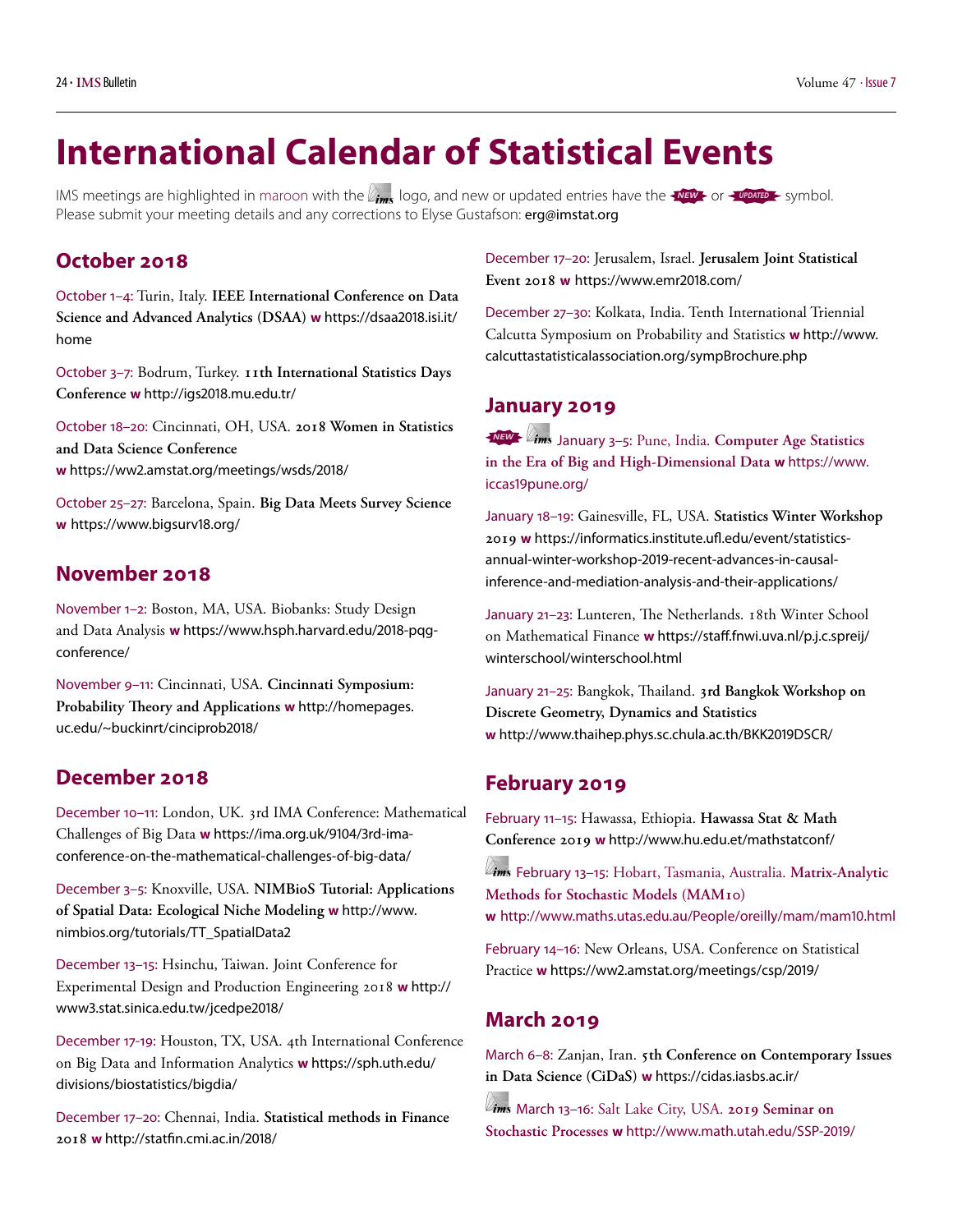# International Calendar of Statistical Events

IMS meetings are highlighted in maroon with the ims logo, and new or updated entries have the NEW or UPDATED symbol. Please submit your meeting details and any corrections to Elyse Gustafson: erg@imstat.org

## October 2018

October 1–4: Turin, Italy. **IEEE International Conference on Data Science and Advanced Analytics (DSAA)** **w** https://dsaa2018.isi.it/home

October 3–7: Bodrum, Turkey. **11th International Statistics Days Conference** **w** http://igs2018.mu.edu.tr/

October 18–20: Cincinnati, OH, USA. **2018 Women in Statistics and Data Science Conference** **w** https://ww2.amstat.org/meetings/wsds/2018/

October 25–27: Barcelona, Spain. **Big Data Meets Survey Science** **w** https://www.bigsurv18.org/

## November 2018

November 1–2: Boston, MA, USA. Biobanks: Study Design and Data Analysis **w** https://www.hsph.harvard.edu/2018-pqg-conference/

November 9–11: Cincinnati, USA. **Cincinnati Symposium: Probability Theory and Applications** **w** http://homepages.uc.edu/~buckinrt/cinciprob2018/

## December 2018

December 10–11: London, UK. 3rd IMA Conference: Mathematical Challenges of Big Data **w** https://ima.org.uk/9104/3rd-ima-conference-on-the-mathematical-challenges-of-big-data/

December 3–5: Knoxville, USA. **NIMBioS Tutorial: Applications of Spatial Data: Ecological Niche Modeling** **w** http://www.nimbios.org/tutorials/TT_SpatialData2

December 13–15: Hsinchu, Taiwan. Joint Conference for Experimental Design and Production Engineering 2018 **w** http://www3.stat.sinica.edu.tw/jcedpe2018/

December 17-19: Houston, TX, USA. 4th International Conference on Big Data and Information Analytics **w** https://sph.uth.edu/divisions/biostatistics/bigdia/

December 17–20: Chennai, India. **Statistical methods in Finance 2018** **w** http://statfin.cmi.ac.in/2018/

December 17–20: Jerusalem, Israel. **Jerusalem Joint Statistical Event 2018** **w** https://www.emr2018.com/

December 27–30: Kolkata, India. Tenth International Triennial Calcutta Symposium on Probability and Statistics **w** http://www.calcuttastatisticalassociation.org/sympBrochure.php

## January 2019

NEW ims January 3–5: Pune, India. **Computer Age Statistics in the Era of Big and High-Dimensional Data** **w** https://www.iccas19pune.org/

January 18–19: Gainesville, FL, USA. **Statistics Winter Workshop 2019** **w** https://informatics.institute.ufl.edu/event/statistics-annual-winter-workshop-2019-recent-advances-in-causal-inference-and-mediation-analysis-and-their-applications/

January 21–23: Lunteren, The Netherlands. 18th Winter School on Mathematical Finance **w** https://staff.fnwi.uva.nl/p.j.c.spreij/winterschool/winterschool.html

January 21–25: Bangkok, Thailand. **3rd Bangkok Workshop on Discrete Geometry, Dynamics and Statistics** **w** http://www.thaihep.phys.sc.chula.ac.th/BKK2019DSCR/

## February 2019

February 11–15: Hawassa, Ethiopia. **Hawassa Stat & Math Conference 2019** **w** http://www.hu.edu.et/mathstatconf/

ims February 13–15: Hobart, Tasmania, Australia. **Matrix-Analytic Methods for Stochastic Models (MAM10)** **w** http://www.maths.utas.edu.au/People/oreilly/mam/mam10.html

February 14–16: New Orleans, USA. Conference on Statistical Practice **w** https://ww2.amstat.org/meetings/csp/2019/

## March 2019

March 6–8: Zanjan, Iran. **5th Conference on Contemporary Issues in Data Science (CiDaS)** **w** https://cidas.iasbs.ac.ir/

ims March 13–16: Salt Lake City, USA. **2019 Seminar on Stochastic Processes** **w** http://www.math.utah.edu/SSP-2019/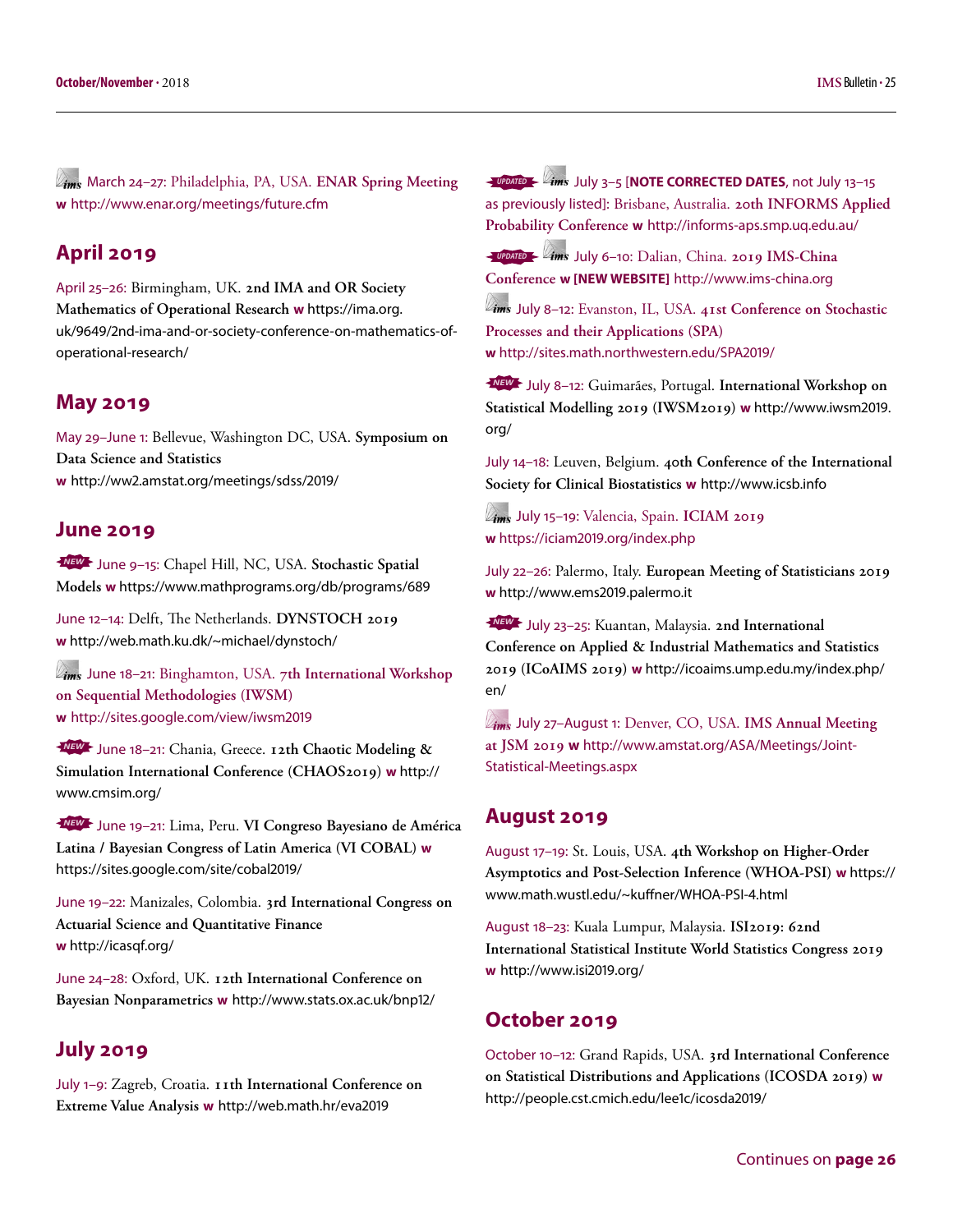ims March 24–27: Philadelphia, PA, USA. **ENAR Spring Meeting**
**w** http://www.enar.org/meetings/future.cfm

## April 2019

April 25–26: Birmingham, UK. **2nd IMA and OR Society Mathematics of Operational Research** **w** https://ima.org.uk/9649/2nd-ima-and-or-society-conference-on-mathematics-of-operational-research/

## May 2019

May 29–June 1: Bellevue, Washington DC, USA. **Symposium on Data Science and Statistics**
**w** http://ww2.amstat.org/meetings/sdss/2019/

## June 2019

NEW June 9–15: Chapel Hill, NC, USA. **Stochastic Spatial Models** **w** https://www.mathprograms.org/db/programs/689

June 12–14: Delft, The Netherlands. **DYNSTOCH 2019**
**w** http://web.math.ku.dk/~michael/dynstoch/

ims June 18–21: Binghamton, USA. **7th International Workshop on Sequential Methodologies (IWSM)**
**w** http://sites.google.com/view/iwsm2019

NEW June 18–21: Chania, Greece. **12th Chaotic Modeling & Simulation International Conference (CHAOS2019)** **w** http://www.cmsim.org/

NEW June 19–21: Lima, Peru. **VI Congreso Bayesiano de América Latina / Bayesian Congress of Latin America (VI COBAL)** **w** https://sites.google.com/site/cobal2019/

June 19–22: Manizales, Colombia. **3rd International Congress on Actuarial Science and Quantitative Finance**
**w** http://icasqf.org/

June 24–28: Oxford, UK. **12th International Conference on Bayesian Nonparametrics** **w** http://www.stats.ox.ac.uk/bnp12/

## July 2019

July 1–9: Zagreb, Croatia. **11th International Conference on Extreme Value Analysis** **w** http://web.math.hr/eva2019

UPDATED ims July 3–5 [**NOTE CORRECTED DATES**, not July 13–15 as previously listed]: Brisbane, Australia. **20th INFORMS Applied Probability Conference** **w** http://informs-aps.smp.uq.edu.au/

UPDATED ims July 6–10: Dalian, China. **2019 IMS-China Conference** **w [NEW WEBSITE]** http://www.ims-china.org

ims July 8–12: Evanston, IL, USA. **41st Conference on Stochastic Processes and their Applications (SPA)**
**w** http://sites.math.northwestern.edu/SPA2019/

NEW July 8–12: Guimarães, Portugal. **International Workshop on Statistical Modelling 2019 (IWSM2019)** **w** http://www.iwsm2019.org/

July 14–18: Leuven, Belgium. **40th Conference of the International Society for Clinical Biostatistics** **w** http://www.icsb.info

ims July 15–19: Valencia, Spain. **ICIAM 2019**
**w** https://iciam2019.org/index.php

July 22–26: Palermo, Italy. **European Meeting of Statisticians 2019**
**w** http://www.ems2019.palermo.it

NEW July 23–25: Kuantan, Malaysia. **2nd International Conference on Applied & Industrial Mathematics and Statistics 2019 (ICoAIMS 2019)** **w** http://icoaims.ump.edu.my/index.php/en/

ims July 27–August 1: Denver, CO, USA. **IMS Annual Meeting at JSM 2019** **w** http://www.amstat.org/ASA/Meetings/Joint-Statistical-Meetings.aspx

## August 2019

August 17–19: St. Louis, USA. **4th Workshop on Higher-Order Asymptotics and Post-Selection Inference (WHOA-PSI)** **w** https://www.math.wustl.edu/~kuffner/WHOA-PSI-4.html

August 18–23: Kuala Lumpur, Malaysia. **ISI2019: 62nd International Statistical Institute World Statistics Congress 2019**
**w** http://www.isi2019.org/

## October 2019

October 10–12: Grand Rapids, USA. **3rd International Conference on Statistical Distributions and Applications (ICOSDA 2019)** **w** http://people.cst.cmich.edu/lee1c/icosda2019/

Continues on **page 26**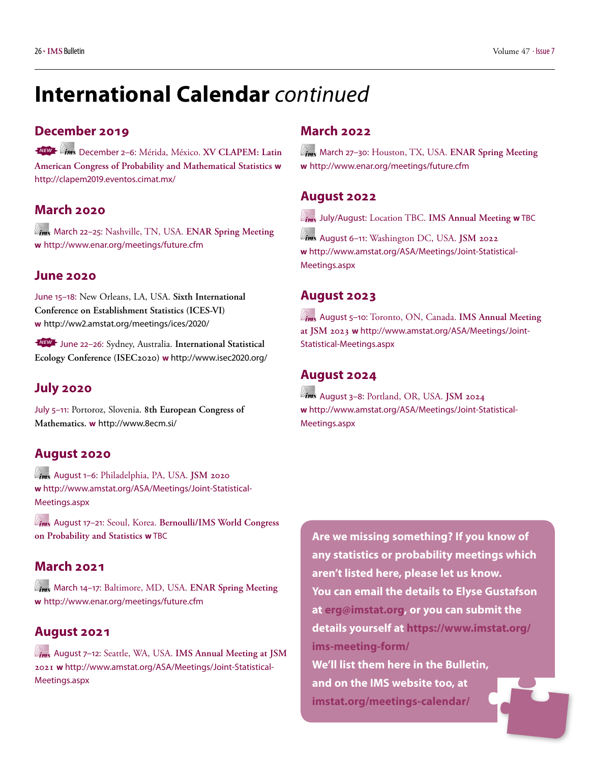# International Calendar *continued*

## December 2019

NEW December 2–6: Mérida, México. **XV CLAPEM: Latin American Congress of Probability and Mathematical Statistics** w http://clapem2019.eventos.cimat.mx/

## March 2020

March 22–25: Nashville, TN, USA. **ENAR Spring Meeting** w http://www.enar.org/meetings/future.cfm

## June 2020

June 15–18: New Orleans, LA, USA. **Sixth International Conference on Establishment Statistics (ICES-VI)** w http://ww2.amstat.org/meetings/ices/2020/

NEW June 22–26: Sydney, Australia. **International Statistical Ecology Conference (ISEC2020)** w http://www.isec2020.org/

## July 2020

July 5–11: Portoroz, Slovenia. **8th European Congress of Mathematics.** w http://www.8ecm.si/

## August 2020

August 1–6: Philadelphia, PA, USA. **JSM 2020** w http://www.amstat.org/ASA/Meetings/Joint-Statistical-Meetings.aspx

August 17–21: Seoul, Korea. **Bernoulli/IMS World Congress on Probability and Statistics** w TBC

## March 2021

March 14–17: Baltimore, MD, USA. **ENAR Spring Meeting** w http://www.enar.org/meetings/future.cfm

## August 2021

August 7–12: Seattle, WA, USA. **IMS Annual Meeting at JSM 2021** w http://www.amstat.org/ASA/Meetings/Joint-Statistical-Meetings.aspx

## March 2022

March 27–30: Houston, TX, USA. **ENAR Spring Meeting** w http://www.enar.org/meetings/future.cfm

## August 2022

July/August: Location TBC. **IMS Annual Meeting** w TBC

August 6–11: Washington DC, USA. **JSM 2022** w http://www.amstat.org/ASA/Meetings/Joint-Statistical-Meetings.aspx

## August 2023

August 5–10: Toronto, ON, Canada. **IMS Annual Meeting at JSM 2023** w http://www.amstat.org/ASA/Meetings/Joint-Statistical-Meetings.aspx

## August 2024

August 3–8: Portland, OR, USA. **JSM 2024** w http://www.amstat.org/ASA/Meetings/Joint-Statistical-Meetings.aspx

**Are we missing something? If you know of any statistics or probability meetings which aren't listed here, please let us know. You can email the details to Elyse Gustafson at erg@imstat.org, or you can submit the details yourself at https://www.imstat.org/ims-meeting-form/ We'll list them here in the Bulletin, and on the IMS website too, at imstat.org/meetings-calendar/**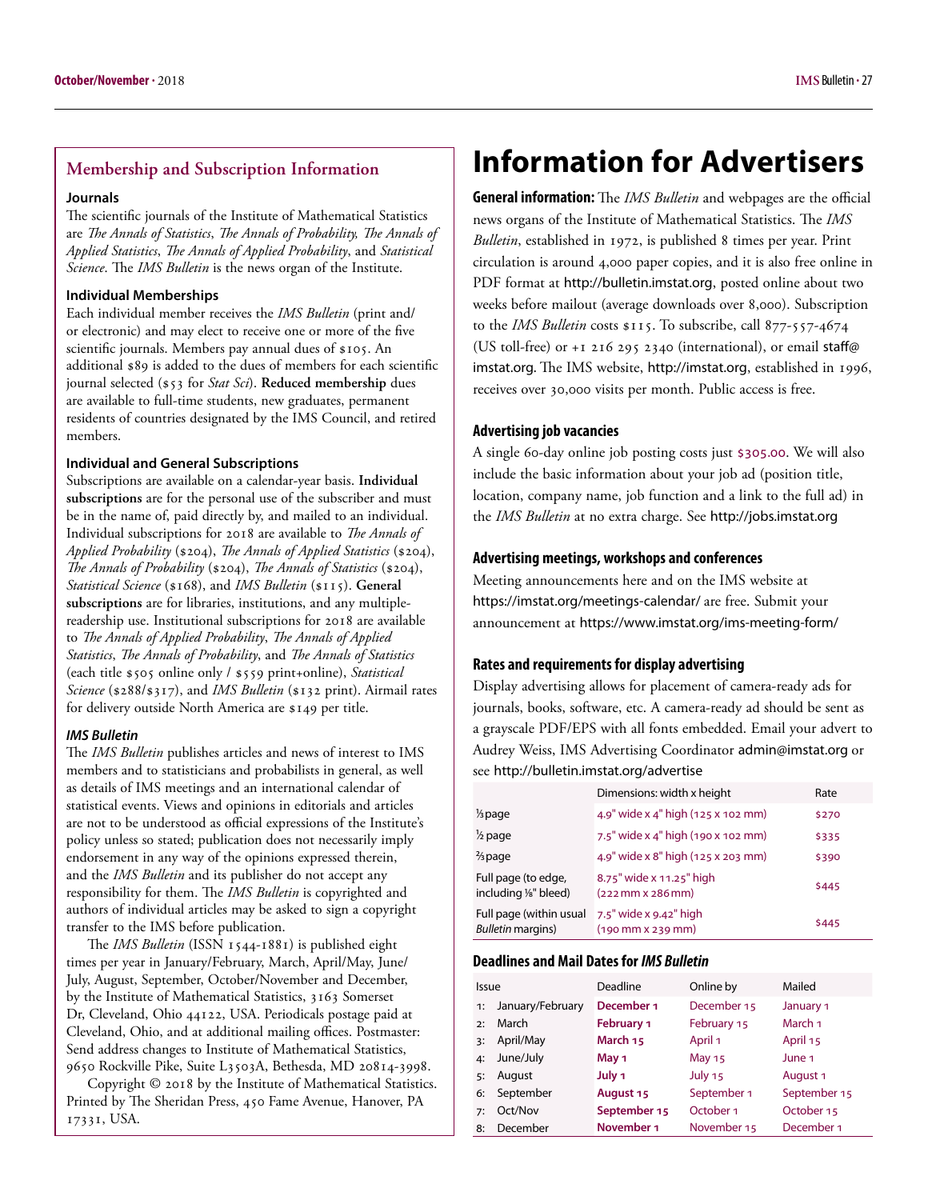## Membership and Subscription Information

### Journals

The scientific journals of the Institute of Mathematical Statistics are *The Annals of Statistics*, *The Annals of Probability, The Annals of Applied Statistics*, *The Annals of Applied Probability*, and *Statistical Science*. The *IMS Bulletin* is the news organ of the Institute.

### Individual Memberships

Each individual member receives the *IMS Bulletin* (print and/or electronic) and may elect to receive one or more of the five scientific journals. Members pay annual dues of $105. An additional $89 is added to the dues of members for each scientific journal selected ($53 for *Stat Sci*). **Reduced membership** dues are available to full-time students, new graduates, permanent residents of countries designated by the IMS Council, and retired members.

### Individual and General Subscriptions

Subscriptions are available on a calendar-year basis. **Individual subscriptions** are for the personal use of the subscriber and must be in the name of, paid directly by, and mailed to an individual. Individual subscriptions for 2018 are available to *The Annals of Applied Probability* ($204), *The Annals of Applied Statistics* ($204), *The Annals of Probability* ($204), *The Annals of Statistics* ($204), *Statistical Science* ($168), and *IMS Bulletin* ($115). **General subscriptions** are for libraries, institutions, and any multiple-readership use. Institutional subscriptions for 2018 are available to *The Annals of Applied Probability*, *The Annals of Applied Statistics*, *The Annals of Probability*, and *The Annals of Statistics* (each title $505 online only / $559 print+online), *Statistical Science* ($288/$317), and *IMS Bulletin* ($132 print). Airmail rates for delivery outside North America are $149 per title.

### *IMS Bulletin*

The *IMS Bulletin* publishes articles and news of interest to IMS members and to statisticians and probabilists in general, as well as details of IMS meetings and an international calendar of statistical events. Views and opinions in editorials and articles are not to be understood as official expressions of the Institute's policy unless so stated; publication does not necessarily imply endorsement in any way of the opinions expressed therein, and the *IMS Bulletin* and its publisher do not accept any responsibility for them. The *IMS Bulletin* is copyrighted and authors of individual articles may be asked to sign a copyright transfer to the IMS before publication.

The *IMS Bulletin* (ISSN 1544-1881) is published eight times per year in January/February, March, April/May, June/July, August, September, October/November and December, by the Institute of Mathematical Statistics, 3163 Somerset Dr, Cleveland, Ohio 44122, USA. Periodicals postage paid at Cleveland, Ohio, and at additional mailing offices. Postmaster: Send address changes to Institute of Mathematical Statistics, 9650 Rockville Pike, Suite L3503A, Bethesda, MD 20814-3998.

Copyright © 2018 by the Institute of Mathematical Statistics. Printed by The Sheridan Press, 450 Fame Avenue, Hanover, PA 17331, USA.

# Information for Advertisers

**General information:** The *IMS Bulletin* and webpages are the official news organs of the Institute of Mathematical Statistics. The *IMS Bulletin*, established in 1972, is published 8 times per year. Print circulation is around 4,000 paper copies, and it is also free online in PDF format at http://bulletin.imstat.org, posted online about two weeks before mailout (average downloads over 8,000). Subscription to the *IMS Bulletin* costs $115. To subscribe, call 877-557-4674 (US toll-free) or +1 216 295 2340 (international), or email staff@imstat.org. The IMS website, http://imstat.org, established in 1996, receives over 30,000 visits per month. Public access is free.

### Advertising job vacancies

A single 60-day online job posting costs just $305.00. We will also include the basic information about your job ad (position title, location, company name, job function and a link to the full ad) in the *IMS Bulletin* at no extra charge. See http://jobs.imstat.org

### Advertising meetings, workshops and conferences

Meeting announcements here and on the IMS website at https://imstat.org/meetings-calendar/ are free. Submit your announcement at https://www.imstat.org/ims-meeting-form/

### Rates and requirements for display advertising

Display advertising allows for placement of camera-ready ads for journals, books, software, etc. A camera-ready ad should be sent as a grayscale PDF/EPS with all fonts embedded. Email your advert to Audrey Weiss, IMS Advertising Coordinator admin@imstat.org or see http://bulletin.imstat.org/advertise

| | Dimensions: width x height | Rate |
|---|---|---|
| ⅓ page | 4.9" wide x 4" high (125 x 102 mm) | $270 |
| ½ page | 7.5" wide x 4" high (190 x 102 mm) | $335 |
| ⅔ page | 4.9" wide x 8" high (125 x 203 mm) | $390 |
| Full page (to edge, including ⅛" bleed) | 8.75" wide x 11.25" high (222 mm x 286 mm) | $445 |
| Full page (within usual *Bulletin* margins) | 7.5" wide x 9.42" high (190 mm x 239 mm) | $445 |

### Deadlines and Mail Dates for *IMS Bulletin*

| | Issue | Deadline | Online by | Mailed |
|---|---|---|---|---|
| 1: | January/February | **December 1** | December 15 | January 1 |
| 2: | March | **February 1** | February 15 | March 1 |
| 3: | April/May | **March 15** | April 1 | April 15 |
| 4: | June/July | **May 1** | May 15 | June 1 |
| 5: | August | **July 1** | July 15 | August 1 |
| 6: | September | **August 15** | September 1 | September 15 |
| 7: | Oct/Nov | **September 15** | October 1 | October 15 |
| 8: | December | **November 1** | November 15 | December 1 |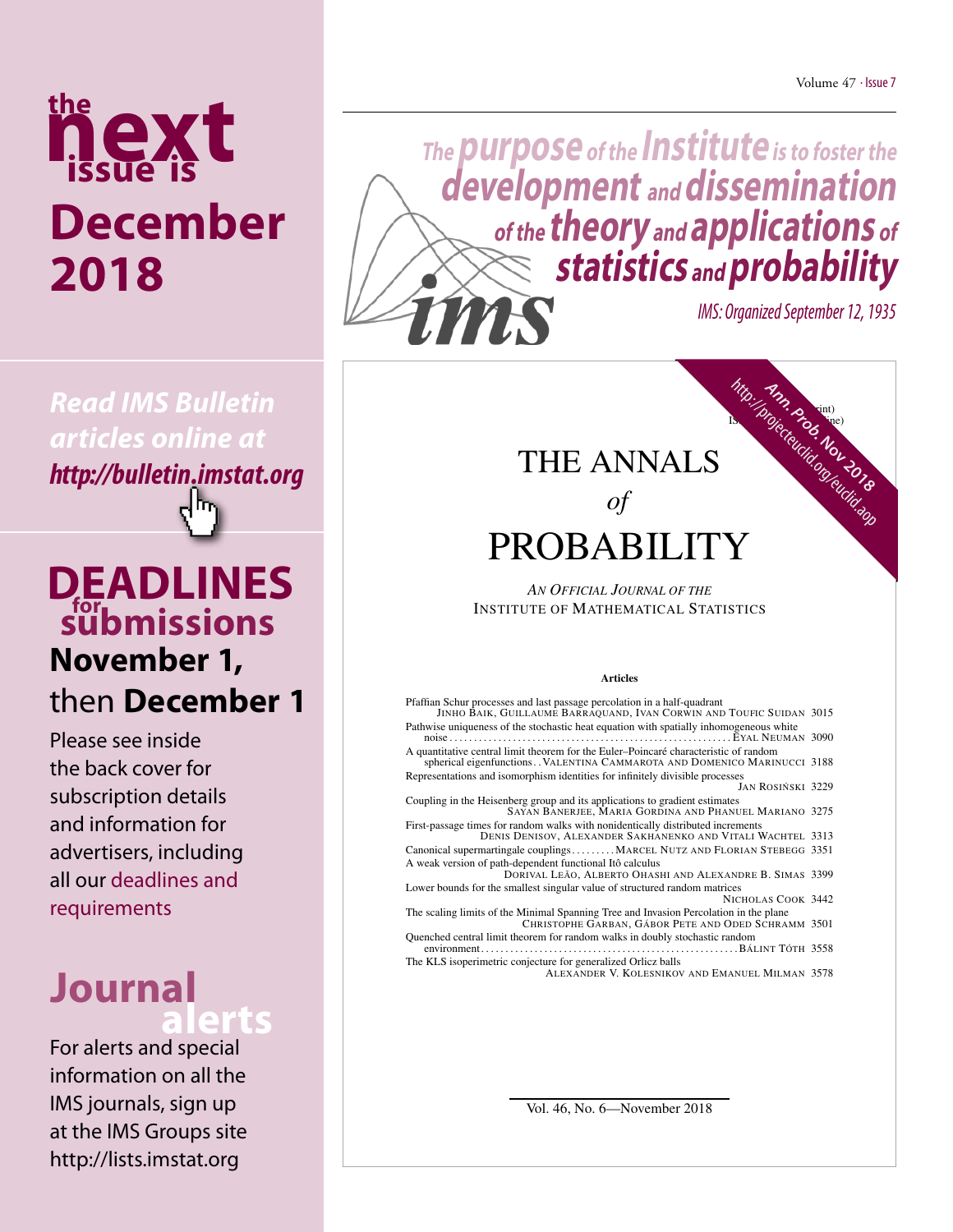# the next issue is December 2018

*Read IMS Bulletin articles online at http://bulletin.imstat.org*

## DEADLINES for submissions

**November 1,** then **December 1**

Please see inside the back cover for subscription details and information for advertisers, including all our deadlines and requirements

## Journal alerts

For alerts and special information on all the IMS journals, sign up at the IMS Groups site http://lists.imstat.org

*The purpose of the Institute is to foster the development and dissemination of the theory and applications of statistics and probability*

*IMS: Organized September 12, 1935*

**Ann. Prob. Nov 2018**
http://projecteuclid.org/euclid.aop

# THE ANNALS *of* PROBABILITY

*AN OFFICIAL JOURNAL OF THE* INSTITUTE OF MATHEMATICAL STATISTICS

**Articles**

Pfaffian Schur processes and last passage percolation in a half-quadrant — JINHO BAIK, GUILLAUME BARRAQUAND, IVAN CORWIN AND TOUFIC SUIDAN 3015

Pathwise uniqueness of the stochastic heat equation with spatially inhomogeneous white noise — EYAL NEUMAN 3090

A quantitative central limit theorem for the Euler–Poincaré characteristic of random spherical eigenfunctions — VALENTINA CAMMAROTA AND DOMENICO MARINUCCI 3188

Representations and isomorphism identities for infinitely divisible processes — JAN ROSIŃSKI 3229

Coupling in the Heisenberg group and its applications to gradient estimates — SAYAN BANERJEE, MARIA GORDINA AND PHANUEL MARIANO 3275

First-passage times for random walks with nonidentically distributed increments — DENIS DENISOV, ALEXANDER SAKHANENKO AND VITALI WACHTEL 3313

Canonical supermartingale couplings — MARCEL NUTZ AND FLORIAN STEBEGG 3351

A weak version of path-dependent functional Itô calculus — DORIVAL LEÃO, ALBERTO OHASHI AND ALEXANDRE B. SIMAS 3399

Lower bounds for the smallest singular value of structured random matrices — NICHOLAS COOK 3442

The scaling limits of the Minimal Spanning Tree and Invasion Percolation in the plane — CHRISTOPHE GARBAN, GÁBOR PETE AND ODED SCHRAMM 3501

Quenched central limit theorem for random walks in doubly stochastic random environment — BÁLINT TÓTH 3558

The KLS isoperimetric conjecture for generalized Orlicz balls — ALEXANDER V. KOLESNIKOV AND EMANUEL MILMAN 3578

Vol. 46, No. 6—November 2018